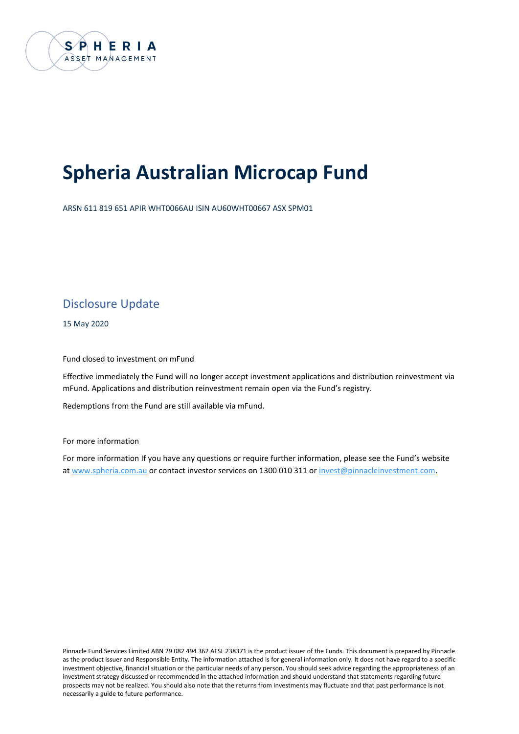SPHERIA
ASSET MANAGEMENT

# Spheria Australian Microcap Fund

ARSN 611 819 651 APIR WHT0066AU ISIN AU60WHT00667 ASX SPM01

## Disclosure Update

15 May 2020

Fund closed to investment on mFund

Effective immediately the Fund will no longer accept investment applications and distribution reinvestment via mFund. Applications and distribution reinvestment remain open via the Fund's registry.

Redemptions from the Fund are still available via mFund.

For more information

For more information If you have any questions or require further information, please see the Fund's website at www.spheria.com.au or contact investor services on 1300 010 311 or invest@pinnacleinvestment.com.

Pinnacle Fund Services Limited ABN 29 082 494 362 AFSL 238371 is the product issuer of the Funds. This document is prepared by Pinnacle as the product issuer and Responsible Entity. The information attached is for general information only. It does not have regard to a specific investment objective, financial situation or the particular needs of any person. You should seek advice regarding the appropriateness of an investment strategy discussed or recommended in the attached information and should understand that statements regarding future prospects may not be realized. You should also note that the returns from investments may fluctuate and that past performance is not necessarily a guide to future performance.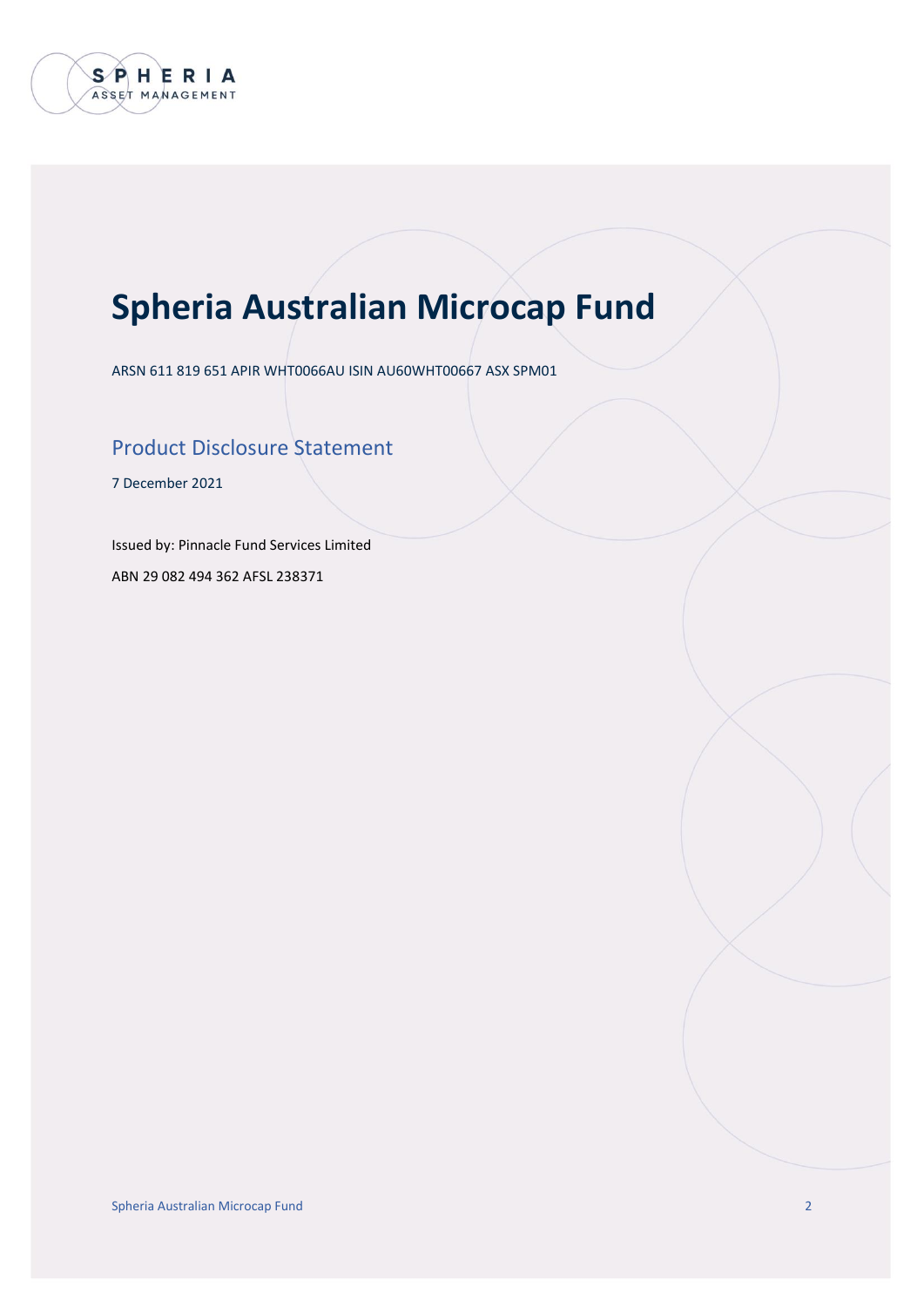# Spheria Australian Microcap Fund

ARSN 611 819 651 APIR WHT0066AU ISIN AU60WHT00667 ASX SPM01

## Product Disclosure Statement

7 December 2021

Issued by: Pinnacle Fund Services Limited

ABN 29 082 494 362 AFSL 238371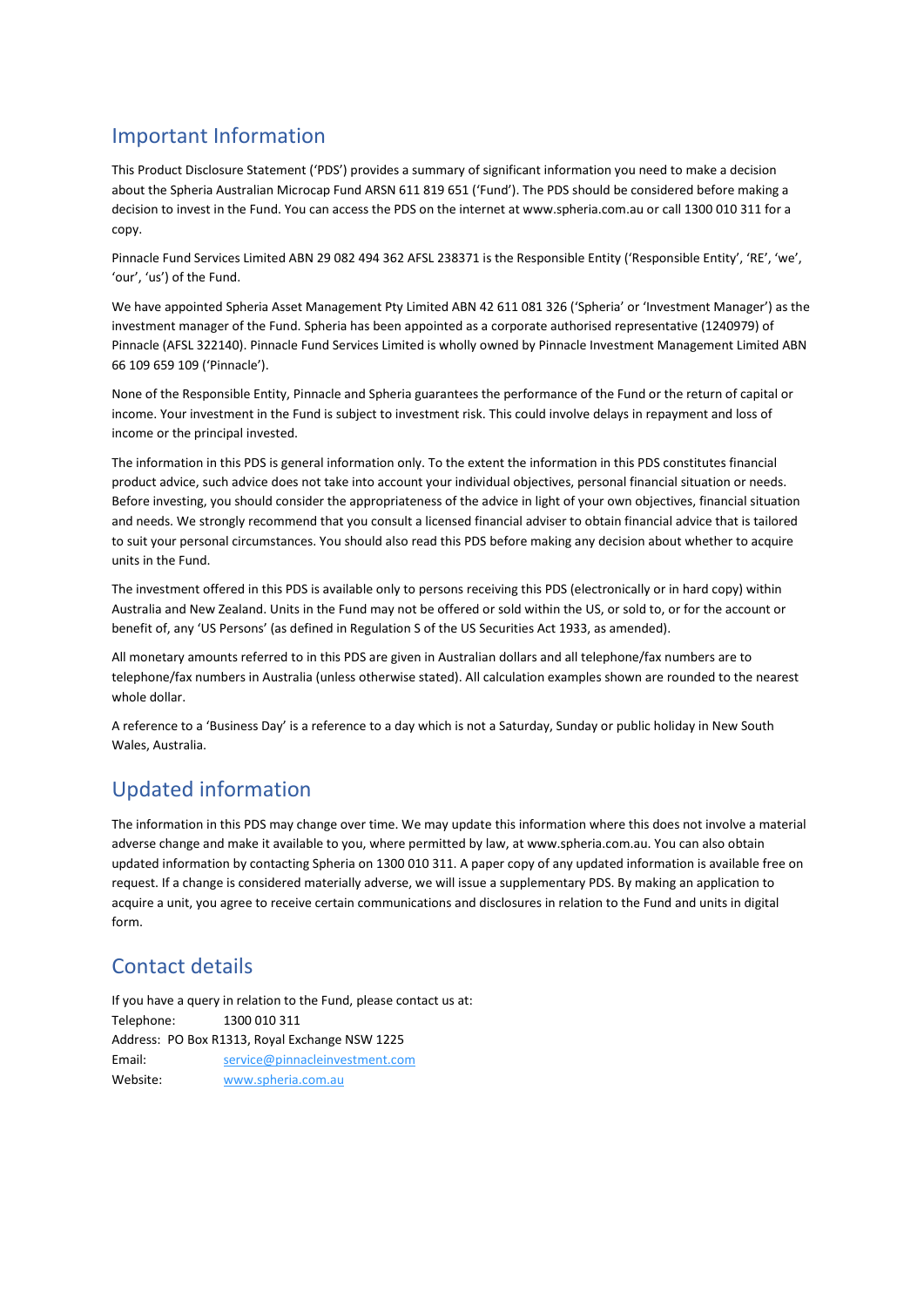## Important Information

This Product Disclosure Statement ('PDS') provides a summary of significant information you need to make a decision about the Spheria Australian Microcap Fund ARSN 611 819 651 ('Fund'). The PDS should be considered before making a decision to invest in the Fund. You can access the PDS on the internet at www.spheria.com.au or call 1300 010 311 for a copy.

Pinnacle Fund Services Limited ABN 29 082 494 362 AFSL 238371 is the Responsible Entity ('Responsible Entity', 'RE', 'we', 'our', 'us') of the Fund.

We have appointed Spheria Asset Management Pty Limited ABN 42 611 081 326 ('Spheria' or 'Investment Manager') as the investment manager of the Fund. Spheria has been appointed as a corporate authorised representative (1240979) of Pinnacle (AFSL 322140). Pinnacle Fund Services Limited is wholly owned by Pinnacle Investment Management Limited ABN 66 109 659 109 ('Pinnacle').

None of the Responsible Entity, Pinnacle and Spheria guarantees the performance of the Fund or the return of capital or income. Your investment in the Fund is subject to investment risk. This could involve delays in repayment and loss of income or the principal invested.

The information in this PDS is general information only. To the extent the information in this PDS constitutes financial product advice, such advice does not take into account your individual objectives, personal financial situation or needs. Before investing, you should consider the appropriateness of the advice in light of your own objectives, financial situation and needs. We strongly recommend that you consult a licensed financial adviser to obtain financial advice that is tailored to suit your personal circumstances. You should also read this PDS before making any decision about whether to acquire units in the Fund.

The investment offered in this PDS is available only to persons receiving this PDS (electronically or in hard copy) within Australia and New Zealand. Units in the Fund may not be offered or sold within the US, or sold to, or for the account or benefit of, any 'US Persons' (as defined in Regulation S of the US Securities Act 1933, as amended).

All monetary amounts referred to in this PDS are given in Australian dollars and all telephone/fax numbers are to telephone/fax numbers in Australia (unless otherwise stated). All calculation examples shown are rounded to the nearest whole dollar.

A reference to a 'Business Day' is a reference to a day which is not a Saturday, Sunday or public holiday in New South Wales, Australia.

## Updated information

The information in this PDS may change over time. We may update this information where this does not involve a material adverse change and make it available to you, where permitted by law, at www.spheria.com.au. You can also obtain updated information by contacting Spheria on 1300 010 311. A paper copy of any updated information is available free on request. If a change is considered materially adverse, we will issue a supplementary PDS. By making an application to acquire a unit, you agree to receive certain communications and disclosures in relation to the Fund and units in digital form.

## Contact details

If you have a query in relation to the Fund, please contact us at:

Telephone: 1300 010 311
Address: PO Box R1313, Royal Exchange NSW 1225
Email: service@pinnacleinvestment.com
Website: www.spheria.com.au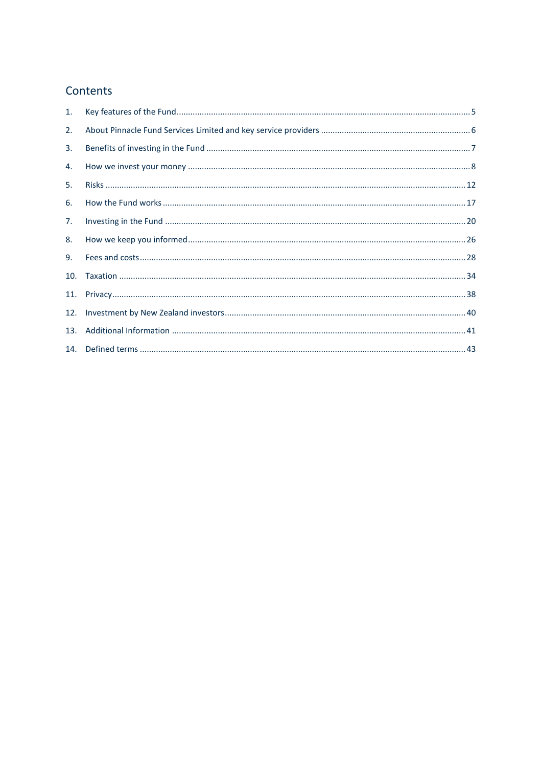## Contents

1. Key features of the Fund ........ 5
2. About Pinnacle Fund Services Limited and key service providers ........ 6
3. Benefits of investing in the Fund ........ 7
4. How we invest your money ........ 8
5. Risks ........ 12
6. How the Fund works ........ 17
7. Investing in the Fund ........ 20
8. How we keep you informed ........ 26
9. Fees and costs ........ 28
10. Taxation ........ 34
11. Privacy ........ 38
12. Investment by New Zealand investors ........ 40
13. Additional Information ........ 41
14. Defined terms ........ 43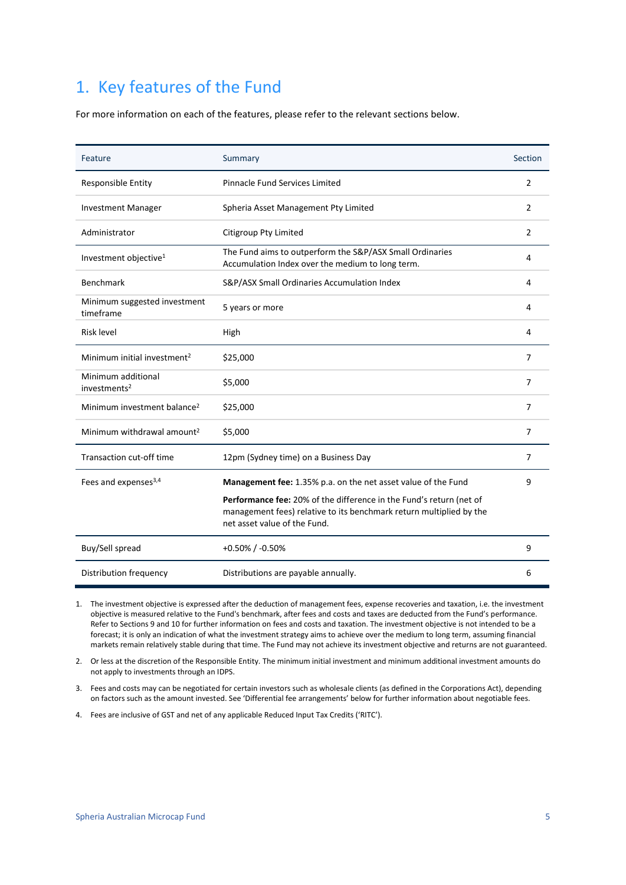# 1. Key features of the Fund

For more information on each of the features, please refer to the relevant sections below.

| Feature | Summary | Section |
|---|---|---|
| Responsible Entity | Pinnacle Fund Services Limited | 2 |
| Investment Manager | Spheria Asset Management Pty Limited | 2 |
| Administrator | Citigroup Pty Limited | 2 |
| Investment objective[1] | The Fund aims to outperform the S&P/ASX Small Ordinaries Accumulation Index over the medium to long term. | 4 |
| Benchmark | S&P/ASX Small Ordinaries Accumulation Index | 4 |
| Minimum suggested investment timeframe | 5 years or more | 4 |
| Risk level | High | 4 |
| Minimum initial investment[2] | $25,000 | 7 |
| Minimum additional investments[2] | $5,000 | 7 |
| Minimum investment balance[2] | $25,000 | 7 |
| Minimum withdrawal amount[2] | $5,000 | 7 |
| Transaction cut-off time | 12pm (Sydney time) on a Business Day | 7 |
| Fees and expenses[3,4] | **Management fee:** 1.35% p.a. on the net asset value of the Fund<br>**Performance fee:** 20% of the difference in the Fund's return (net of management fees) relative to its benchmark return multiplied by the net asset value of the Fund. | 9 |
| Buy/Sell spread | +0.50% / -0.50% | 9 |
| Distribution frequency | Distributions are payable annually. | 6 |

1. The investment objective is expressed after the deduction of management fees, expense recoveries and taxation, i.e. the investment objective is measured relative to the Fund's benchmark, after fees and costs and taxes are deducted from the Fund's performance. Refer to Sections 9 and 10 for further information on fees and costs and taxation. The investment objective is not intended to be a forecast; it is only an indication of what the investment strategy aims to achieve over the medium to long term, assuming financial markets remain relatively stable during that time. The Fund may not achieve its investment objective and returns are not guaranteed.
2. Or less at the discretion of the Responsible Entity. The minimum initial investment and minimum additional investment amounts do not apply to investments through an IDPS.
3. Fees and costs may can be negotiated for certain investors such as wholesale clients (as defined in the Corporations Act), depending on factors such as the amount invested. See 'Differential fee arrangements' below for further information about negotiable fees.
4. Fees are inclusive of GST and net of any applicable Reduced Input Tax Credits ('RITC').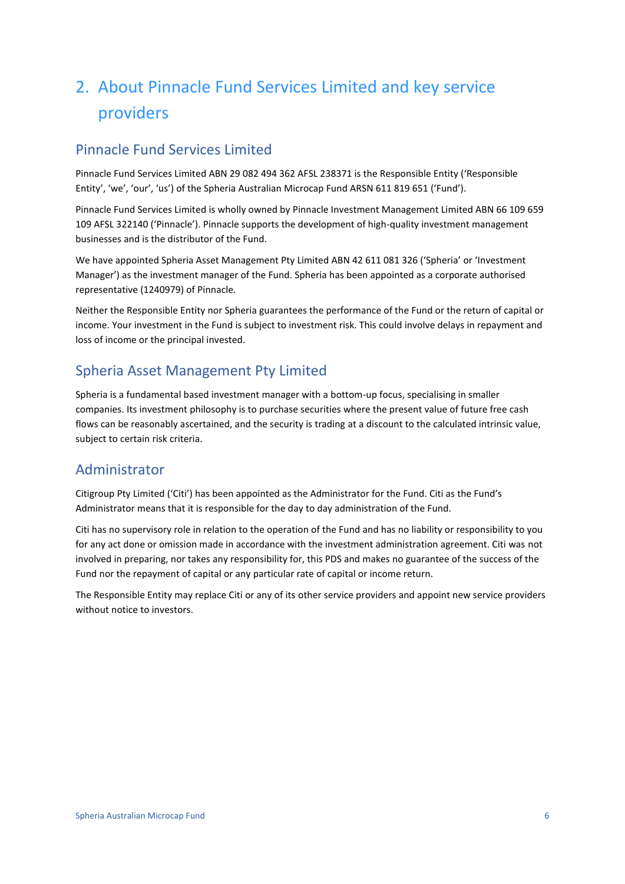# 2. About Pinnacle Fund Services Limited and key service providers

## Pinnacle Fund Services Limited

Pinnacle Fund Services Limited ABN 29 082 494 362 AFSL 238371 is the Responsible Entity ('Responsible Entity', 'we', 'our', 'us') of the Spheria Australian Microcap Fund ARSN 611 819 651 ('Fund').

Pinnacle Fund Services Limited is wholly owned by Pinnacle Investment Management Limited ABN 66 109 659 109 AFSL 322140 ('Pinnacle'). Pinnacle supports the development of high-quality investment management businesses and is the distributor of the Fund.

We have appointed Spheria Asset Management Pty Limited ABN 42 611 081 326 ('Spheria' or 'Investment Manager') as the investment manager of the Fund. Spheria has been appointed as a corporate authorised representative (1240979) of Pinnacle.

Neither the Responsible Entity nor Spheria guarantees the performance of the Fund or the return of capital or income. Your investment in the Fund is subject to investment risk. This could involve delays in repayment and loss of income or the principal invested.

## Spheria Asset Management Pty Limited

Spheria is a fundamental based investment manager with a bottom-up focus, specialising in smaller companies. Its investment philosophy is to purchase securities where the present value of future free cash flows can be reasonably ascertained, and the security is trading at a discount to the calculated intrinsic value, subject to certain risk criteria.

## Administrator

Citigroup Pty Limited ('Citi') has been appointed as the Administrator for the Fund. Citi as the Fund's Administrator means that it is responsible for the day to day administration of the Fund.

Citi has no supervisory role in relation to the operation of the Fund and has no liability or responsibility to you for any act done or omission made in accordance with the investment administration agreement. Citi was not involved in preparing, nor takes any responsibility for, this PDS and makes no guarantee of the success of the Fund nor the repayment of capital or any particular rate of capital or income return.

The Responsible Entity may replace Citi or any of its other service providers and appoint new service providers without notice to investors.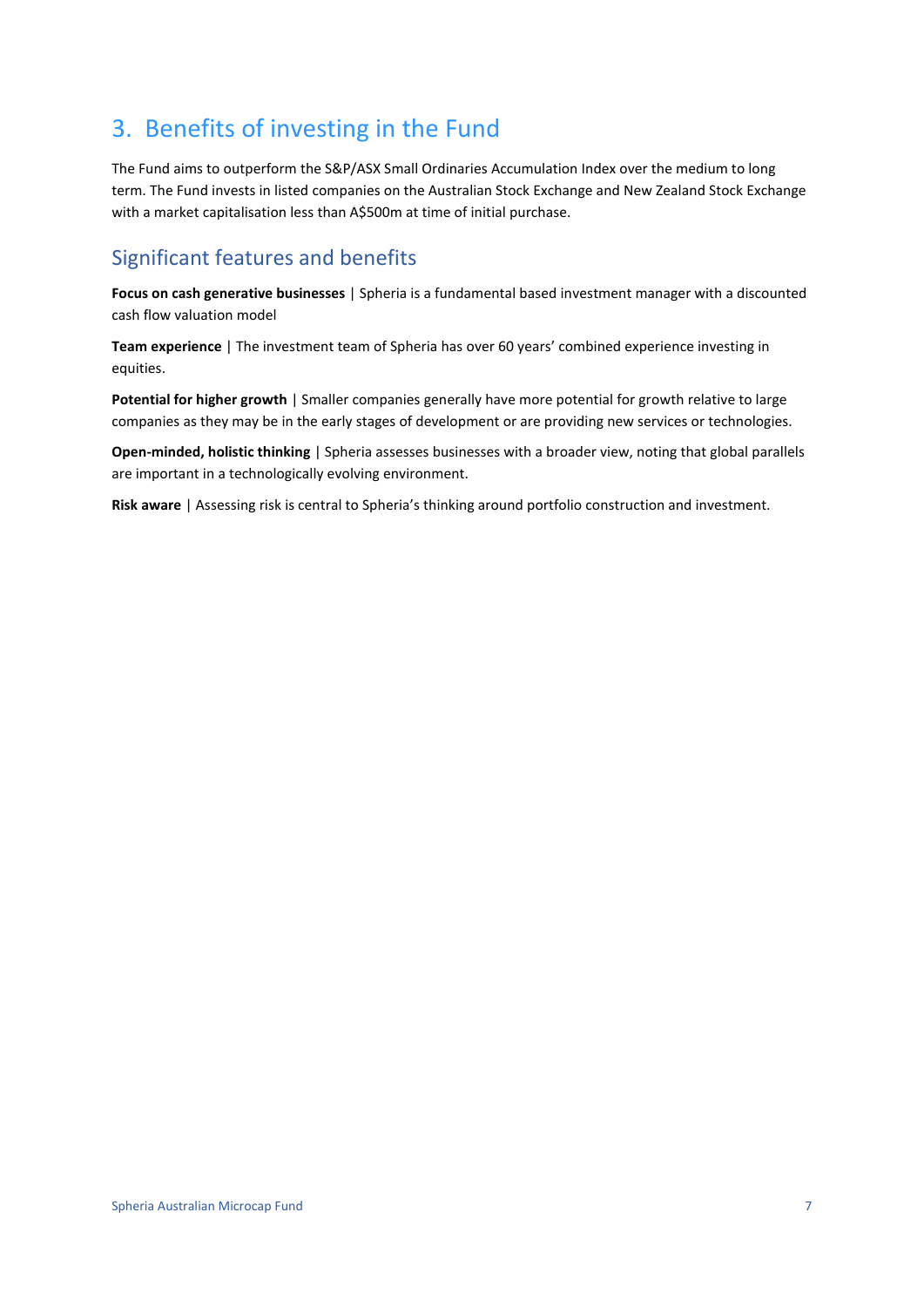# 3. Benefits of investing in the Fund

The Fund aims to outperform the S&P/ASX Small Ordinaries Accumulation Index over the medium to long term. The Fund invests in listed companies on the Australian Stock Exchange and New Zealand Stock Exchange with a market capitalisation less than A$500m at time of initial purchase.

## Significant features and benefits

**Focus on cash generative businesses** | Spheria is a fundamental based investment manager with a discounted cash flow valuation model

**Team experience** | The investment team of Spheria has over 60 years' combined experience investing in equities.

**Potential for higher growth** | Smaller companies generally have more potential for growth relative to large companies as they may be in the early stages of development or are providing new services or technologies.

**Open-minded, holistic thinking** | Spheria assesses businesses with a broader view, noting that global parallels are important in a technologically evolving environment.

**Risk aware** | Assessing risk is central to Spheria's thinking around portfolio construction and investment.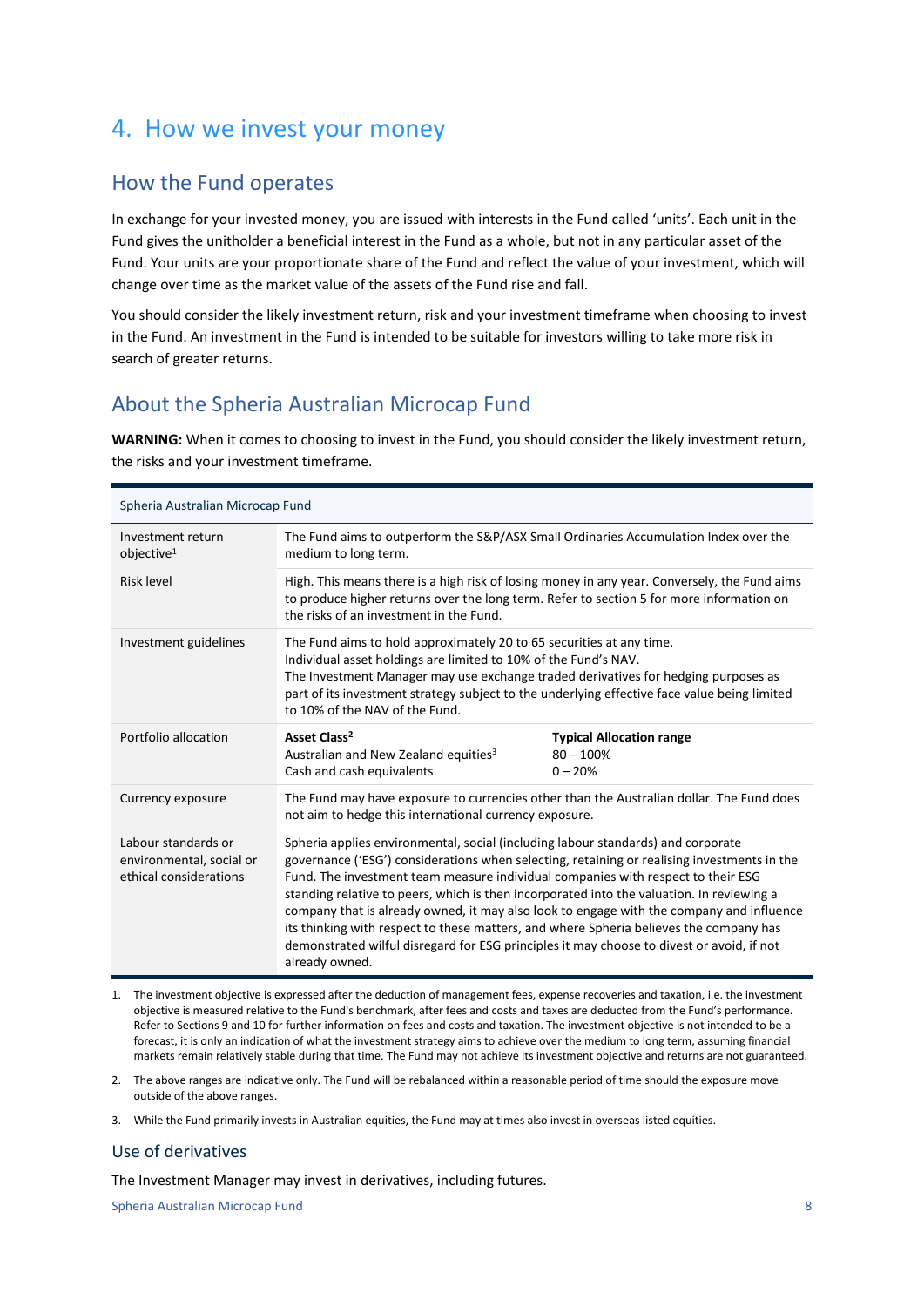# 4. How we invest your money

## How the Fund operates

In exchange for your invested money, you are issued with interests in the Fund called 'units'. Each unit in the Fund gives the unitholder a beneficial interest in the Fund as a whole, but not in any particular asset of the Fund. Your units are your proportionate share of the Fund and reflect the value of your investment, which will change over time as the market value of the assets of the Fund rise and fall.

You should consider the likely investment return, risk and your investment timeframe when choosing to invest in the Fund. An investment in the Fund is intended to be suitable for investors willing to take more risk in search of greater returns.

## About the Spheria Australian Microcap Fund

**WARNING:** When it comes to choosing to invest in the Fund, you should consider the likely investment return, the risks and your investment timeframe.

| Spheria Australian Microcap Fund | | |
|---|---|---|
| Investment return objective[1] | The Fund aims to outperform the S&P/ASX Small Ordinaries Accumulation Index over the medium to long term. | |
| Risk level | High. This means there is a high risk of losing money in any year. Conversely, the Fund aims to produce higher returns over the long term. Refer to section 5 for more information on the risks of an investment in the Fund. | |
| Investment guidelines | The Fund aims to hold approximately 20 to 65 securities at any time.<br>Individual asset holdings are limited to 10% of the Fund's NAV.<br>The Investment Manager may use exchange traded derivatives for hedging purposes as part of its investment strategy subject to the underlying effective face value being limited to 10% of the NAV of the Fund. | |
| Portfolio allocation | **Asset Class[2]**<br>Australian and New Zealand equities[3]<br>Cash and cash equivalents | **Typical Allocation range**<br>80 – 100%<br>0 – 20% |
| Currency exposure | The Fund may have exposure to currencies other than the Australian dollar. The Fund does not aim to hedge this international currency exposure. | |
| Labour standards or environmental, social or ethical considerations | Spheria applies environmental, social (including labour standards) and corporate governance ('ESG') considerations when selecting, retaining or realising investments in the Fund. The investment team measure individual companies with respect to their ESG standing relative to peers, which is then incorporated into the valuation. In reviewing a company that is already owned, it may also look to engage with the company and influence its thinking with respect to these matters, and where Spheria believes the company has demonstrated wilful disregard for ESG principles it may choose to divest or avoid, if not already owned. | |

1. The investment objective is expressed after the deduction of management fees, expense recoveries and taxation, i.e. the investment objective is measured relative to the Fund's benchmark, after fees and costs and taxes are deducted from the Fund's performance. Refer to Sections 9 and 10 for further information on fees and costs and taxation. The investment objective is not intended to be a forecast, it is only an indication of what the investment strategy aims to achieve over the medium to long term, assuming financial markets remain relatively stable during that time. The Fund may not achieve its investment objective and returns are not guaranteed.
2. The above ranges are indicative only. The Fund will be rebalanced within a reasonable period of time should the exposure move outside of the above ranges.
3. While the Fund primarily invests in Australian equities, the Fund may at times also invest in overseas listed equities.

### Use of derivatives

The Investment Manager may invest in derivatives, including futures.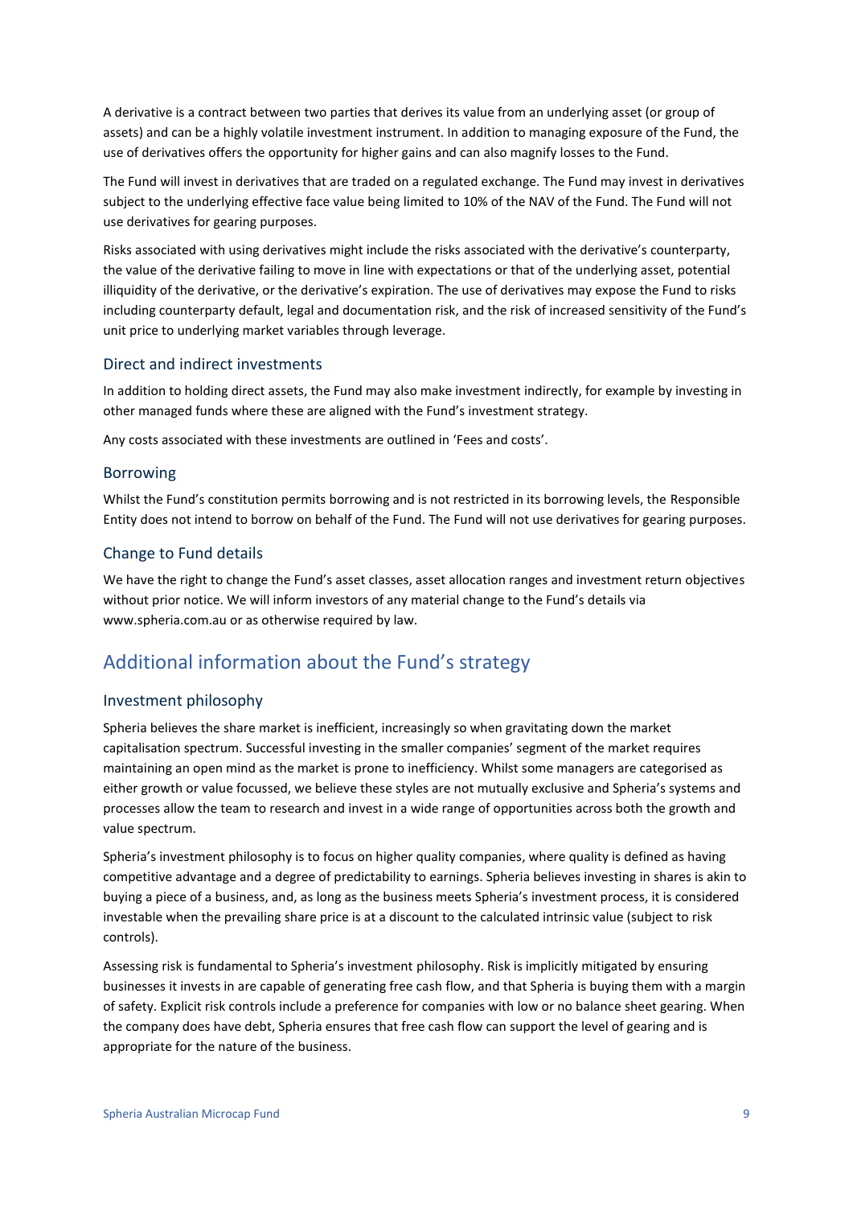A derivative is a contract between two parties that derives its value from an underlying asset (or group of assets) and can be a highly volatile investment instrument. In addition to managing exposure of the Fund, the use of derivatives offers the opportunity for higher gains and can also magnify losses to the Fund.

The Fund will invest in derivatives that are traded on a regulated exchange. The Fund may invest in derivatives subject to the underlying effective face value being limited to 10% of the NAV of the Fund. The Fund will not use derivatives for gearing purposes.

Risks associated with using derivatives might include the risks associated with the derivative's counterparty, the value of the derivative failing to move in line with expectations or that of the underlying asset, potential illiquidity of the derivative, or the derivative's expiration. The use of derivatives may expose the Fund to risks including counterparty default, legal and documentation risk, and the risk of increased sensitivity of the Fund's unit price to underlying market variables through leverage.

### Direct and indirect investments

In addition to holding direct assets, the Fund may also make investment indirectly, for example by investing in other managed funds where these are aligned with the Fund's investment strategy.

Any costs associated with these investments are outlined in 'Fees and costs'.

### Borrowing

Whilst the Fund's constitution permits borrowing and is not restricted in its borrowing levels, the Responsible Entity does not intend to borrow on behalf of the Fund. The Fund will not use derivatives for gearing purposes.

### Change to Fund details

We have the right to change the Fund's asset classes, asset allocation ranges and investment return objectives without prior notice. We will inform investors of any material change to the Fund's details via www.spheria.com.au or as otherwise required by law.

## Additional information about the Fund's strategy

### Investment philosophy

Spheria believes the share market is inefficient, increasingly so when gravitating down the market capitalisation spectrum. Successful investing in the smaller companies' segment of the market requires maintaining an open mind as the market is prone to inefficiency. Whilst some managers are categorised as either growth or value focussed, we believe these styles are not mutually exclusive and Spheria's systems and processes allow the team to research and invest in a wide range of opportunities across both the growth and value spectrum.

Spheria's investment philosophy is to focus on higher quality companies, where quality is defined as having competitive advantage and a degree of predictability to earnings. Spheria believes investing in shares is akin to buying a piece of a business, and, as long as the business meets Spheria's investment process, it is considered investable when the prevailing share price is at a discount to the calculated intrinsic value (subject to risk controls).

Assessing risk is fundamental to Spheria's investment philosophy. Risk is implicitly mitigated by ensuring businesses it invests in are capable of generating free cash flow, and that Spheria is buying them with a margin of safety. Explicit risk controls include a preference for companies with low or no balance sheet gearing. When the company does have debt, Spheria ensures that free cash flow can support the level of gearing and is appropriate for the nature of the business.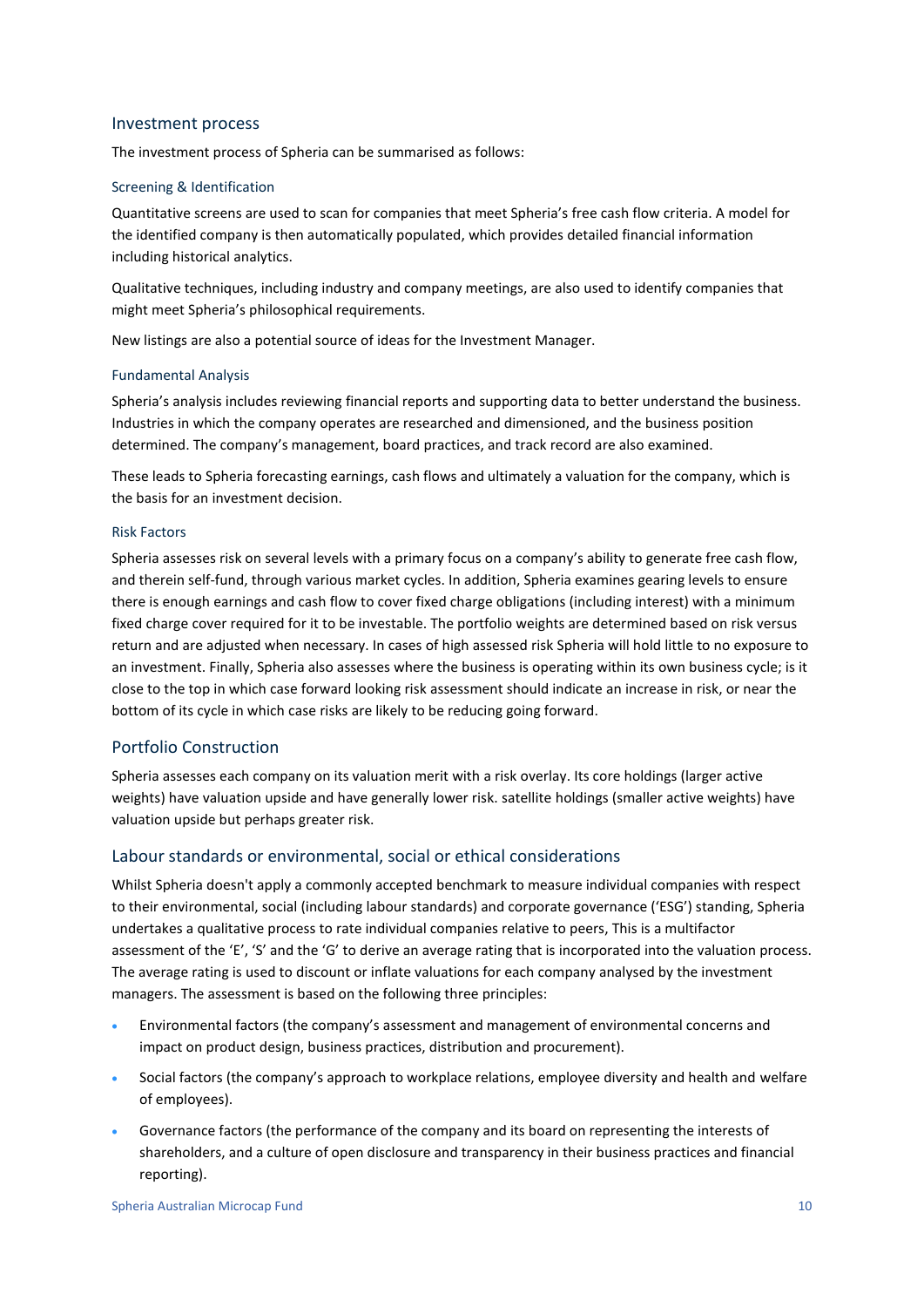## Investment process

The investment process of Spheria can be summarised as follows:

### Screening & Identification

Quantitative screens are used to scan for companies that meet Spheria's free cash flow criteria. A model for the identified company is then automatically populated, which provides detailed financial information including historical analytics.

Qualitative techniques, including industry and company meetings, are also used to identify companies that might meet Spheria's philosophical requirements.

New listings are also a potential source of ideas for the Investment Manager.

### Fundamental Analysis

Spheria's analysis includes reviewing financial reports and supporting data to better understand the business. Industries in which the company operates are researched and dimensioned, and the business position determined. The company's management, board practices, and track record are also examined.

These leads to Spheria forecasting earnings, cash flows and ultimately a valuation for the company, which is the basis for an investment decision.

### Risk Factors

Spheria assesses risk on several levels with a primary focus on a company's ability to generate free cash flow, and therein self-fund, through various market cycles. In addition, Spheria examines gearing levels to ensure there is enough earnings and cash flow to cover fixed charge obligations (including interest) with a minimum fixed charge cover required for it to be investable. The portfolio weights are determined based on risk versus return and are adjusted when necessary. In cases of high assessed risk Spheria will hold little to no exposure to an investment. Finally, Spheria also assesses where the business is operating within its own business cycle; is it close to the top in which case forward looking risk assessment should indicate an increase in risk, or near the bottom of its cycle in which case risks are likely to be reducing going forward.

## Portfolio Construction

Spheria assesses each company on its valuation merit with a risk overlay. Its core holdings (larger active weights) have valuation upside and have generally lower risk. satellite holdings (smaller active weights) have valuation upside but perhaps greater risk.

## Labour standards or environmental, social or ethical considerations

Whilst Spheria doesn't apply a commonly accepted benchmark to measure individual companies with respect to their environmental, social (including labour standards) and corporate governance ('ESG') standing, Spheria undertakes a qualitative process to rate individual companies relative to peers, This is a multifactor assessment of the 'E', 'S' and the 'G' to derive an average rating that is incorporated into the valuation process. The average rating is used to discount or inflate valuations for each company analysed by the investment managers. The assessment is based on the following three principles:

- Environmental factors (the company's assessment and management of environmental concerns and impact on product design, business practices, distribution and procurement).
- Social factors (the company's approach to workplace relations, employee diversity and health and welfare of employees).
- Governance factors (the performance of the company and its board on representing the interests of shareholders, and a culture of open disclosure and transparency in their business practices and financial reporting).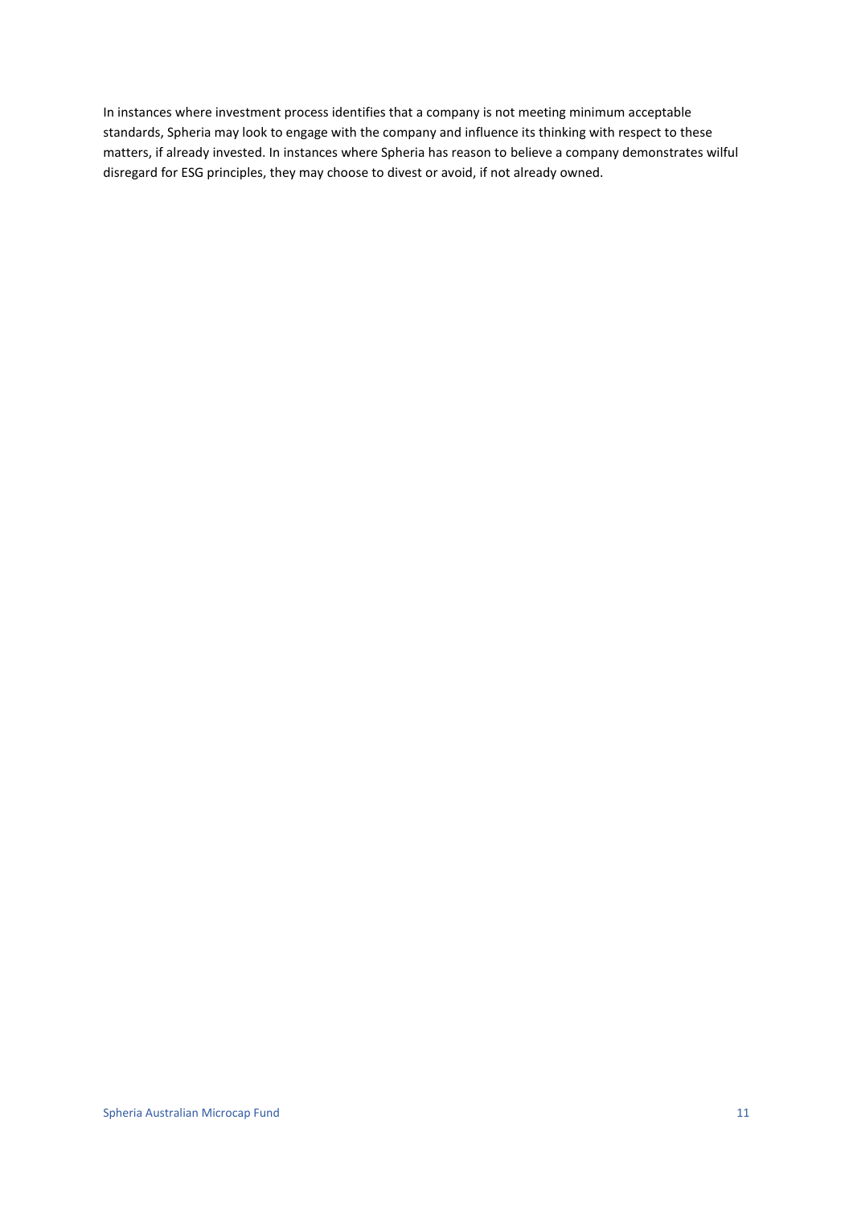In instances where investment process identifies that a company is not meeting minimum acceptable standards, Spheria may look to engage with the company and influence its thinking with respect to these matters, if already invested. In instances where Spheria has reason to believe a company demonstrates wilful disregard for ESG principles, they may choose to divest or avoid, if not already owned.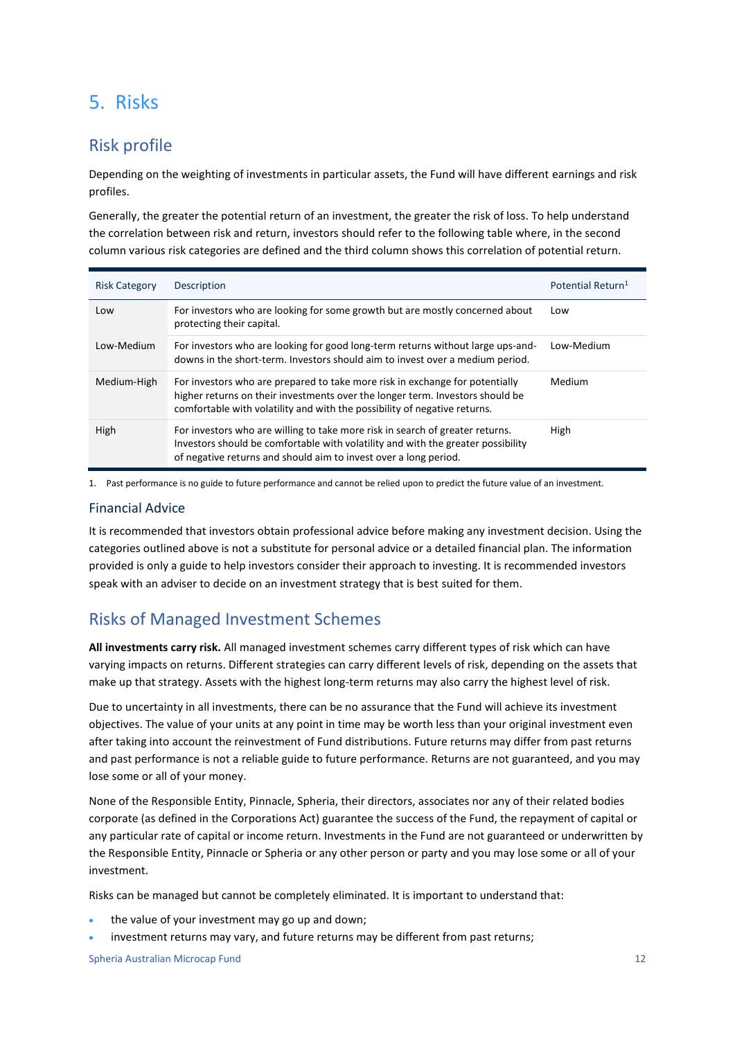# 5. Risks

## Risk profile

Depending on the weighting of investments in particular assets, the Fund will have different earnings and risk profiles.

Generally, the greater the potential return of an investment, the greater the risk of loss. To help understand the correlation between risk and return, investors should refer to the following table where, in the second column various risk categories are defined and the third column shows this correlation of potential return.

| Risk Category | Description | Potential Return[1] |
|---|---|---|
| Low | For investors who are looking for some growth but are mostly concerned about protecting their capital. | Low |
| Low-Medium | For investors who are looking for good long-term returns without large ups-and-downs in the short-term. Investors should aim to invest over a medium period. | Low-Medium |
| Medium-High | For investors who are prepared to take more risk in exchange for potentially higher returns on their investments over the longer term. Investors should be comfortable with volatility and with the possibility of negative returns. | Medium |
| High | For investors who are willing to take more risk in search of greater returns. Investors should be comfortable with volatility and with the greater possibility of negative returns and should aim to invest over a long period. | High |

1. Past performance is no guide to future performance and cannot be relied upon to predict the future value of an investment.

### Financial Advice

It is recommended that investors obtain professional advice before making any investment decision. Using the categories outlined above is not a substitute for personal advice or a detailed financial plan. The information provided is only a guide to help investors consider their approach to investing. It is recommended investors speak with an adviser to decide on an investment strategy that is best suited for them.

## Risks of Managed Investment Schemes

**All investments carry risk.** All managed investment schemes carry different types of risk which can have varying impacts on returns. Different strategies can carry different levels of risk, depending on the assets that make up that strategy. Assets with the highest long-term returns may also carry the highest level of risk.

Due to uncertainty in all investments, there can be no assurance that the Fund will achieve its investment objectives. The value of your units at any point in time may be worth less than your original investment even after taking into account the reinvestment of Fund distributions. Future returns may differ from past returns and past performance is not a reliable guide to future performance. Returns are not guaranteed, and you may lose some or all of your money.

None of the Responsible Entity, Pinnacle, Spheria, their directors, associates nor any of their related bodies corporate (as defined in the Corporations Act) guarantee the success of the Fund, the repayment of capital or any particular rate of capital or income return. Investments in the Fund are not guaranteed or underwritten by the Responsible Entity, Pinnacle or Spheria or any other person or party and you may lose some or all of your investment.

Risks can be managed but cannot be completely eliminated. It is important to understand that:

- the value of your investment may go up and down;
- investment returns may vary, and future returns may be different from past returns;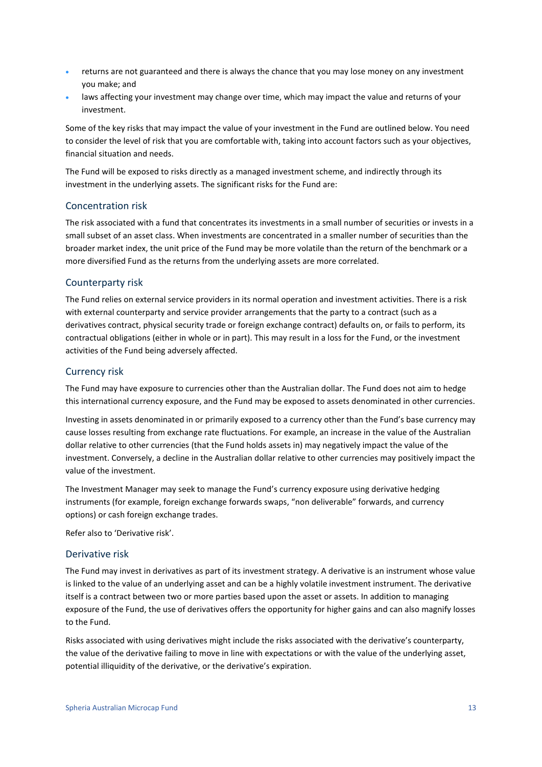- returns are not guaranteed and there is always the chance that you may lose money on any investment you make; and
- laws affecting your investment may change over time, which may impact the value and returns of your investment.

Some of the key risks that may impact the value of your investment in the Fund are outlined below. You need to consider the level of risk that you are comfortable with, taking into account factors such as your objectives, financial situation and needs.

The Fund will be exposed to risks directly as a managed investment scheme, and indirectly through its investment in the underlying assets. The significant risks for the Fund are:

### Concentration risk

The risk associated with a fund that concentrates its investments in a small number of securities or invests in a small subset of an asset class. When investments are concentrated in a smaller number of securities than the broader market index, the unit price of the Fund may be more volatile than the return of the benchmark or a more diversified Fund as the returns from the underlying assets are more correlated.

### Counterparty risk

The Fund relies on external service providers in its normal operation and investment activities. There is a risk with external counterparty and service provider arrangements that the party to a contract (such as a derivatives contract, physical security trade or foreign exchange contract) defaults on, or fails to perform, its contractual obligations (either in whole or in part). This may result in a loss for the Fund, or the investment activities of the Fund being adversely affected.

### Currency risk

The Fund may have exposure to currencies other than the Australian dollar. The Fund does not aim to hedge this international currency exposure, and the Fund may be exposed to assets denominated in other currencies.

Investing in assets denominated in or primarily exposed to a currency other than the Fund's base currency may cause losses resulting from exchange rate fluctuations. For example, an increase in the value of the Australian dollar relative to other currencies (that the Fund holds assets in) may negatively impact the value of the investment. Conversely, a decline in the Australian dollar relative to other currencies may positively impact the value of the investment.

The Investment Manager may seek to manage the Fund's currency exposure using derivative hedging instruments (for example, foreign exchange forwards swaps, "non deliverable" forwards, and currency options) or cash foreign exchange trades.

Refer also to 'Derivative risk'.

### Derivative risk

The Fund may invest in derivatives as part of its investment strategy. A derivative is an instrument whose value is linked to the value of an underlying asset and can be a highly volatile investment instrument. The derivative itself is a contract between two or more parties based upon the asset or assets. In addition to managing exposure of the Fund, the use of derivatives offers the opportunity for higher gains and can also magnify losses to the Fund.

Risks associated with using derivatives might include the risks associated with the derivative's counterparty, the value of the derivative failing to move in line with expectations or with the value of the underlying asset, potential illiquidity of the derivative, or the derivative's expiration.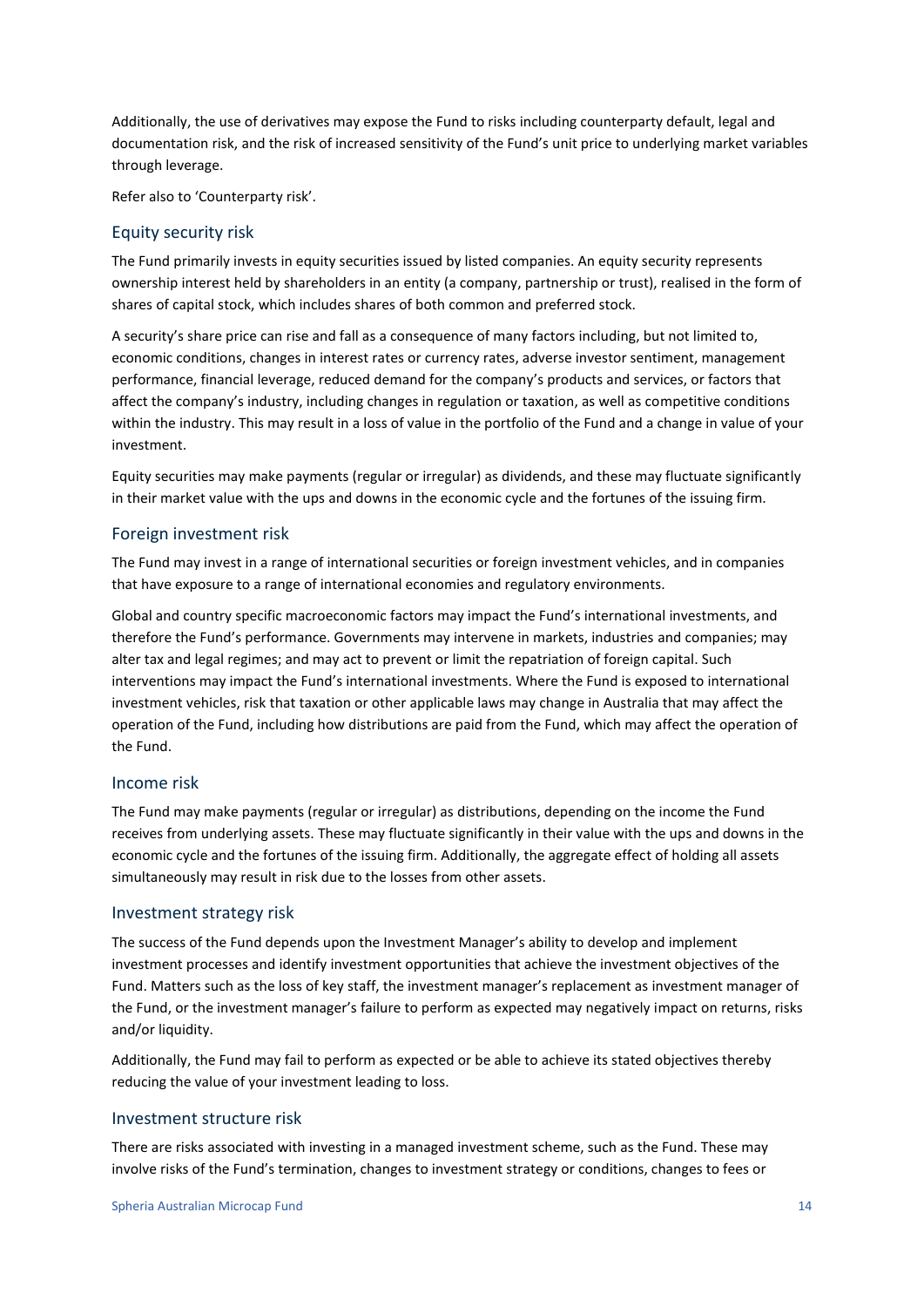Additionally, the use of derivatives may expose the Fund to risks including counterparty default, legal and documentation risk, and the risk of increased sensitivity of the Fund's unit price to underlying market variables through leverage.

Refer also to 'Counterparty risk'.

## Equity security risk

The Fund primarily invests in equity securities issued by listed companies. An equity security represents ownership interest held by shareholders in an entity (a company, partnership or trust), realised in the form of shares of capital stock, which includes shares of both common and preferred stock.

A security's share price can rise and fall as a consequence of many factors including, but not limited to, economic conditions, changes in interest rates or currency rates, adverse investor sentiment, management performance, financial leverage, reduced demand for the company's products and services, or factors that affect the company's industry, including changes in regulation or taxation, as well as competitive conditions within the industry. This may result in a loss of value in the portfolio of the Fund and a change in value of your investment.

Equity securities may make payments (regular or irregular) as dividends, and these may fluctuate significantly in their market value with the ups and downs in the economic cycle and the fortunes of the issuing firm.

## Foreign investment risk

The Fund may invest in a range of international securities or foreign investment vehicles, and in companies that have exposure to a range of international economies and regulatory environments.

Global and country specific macroeconomic factors may impact the Fund's international investments, and therefore the Fund's performance. Governments may intervene in markets, industries and companies; may alter tax and legal regimes; and may act to prevent or limit the repatriation of foreign capital. Such interventions may impact the Fund's international investments. Where the Fund is exposed to international investment vehicles, risk that taxation or other applicable laws may change in Australia that may affect the operation of the Fund, including how distributions are paid from the Fund, which may affect the operation of the Fund.

## Income risk

The Fund may make payments (regular or irregular) as distributions, depending on the income the Fund receives from underlying assets. These may fluctuate significantly in their value with the ups and downs in the economic cycle and the fortunes of the issuing firm. Additionally, the aggregate effect of holding all assets simultaneously may result in risk due to the losses from other assets.

## Investment strategy risk

The success of the Fund depends upon the Investment Manager's ability to develop and implement investment processes and identify investment opportunities that achieve the investment objectives of the Fund. Matters such as the loss of key staff, the investment manager's replacement as investment manager of the Fund, or the investment manager's failure to perform as expected may negatively impact on returns, risks and/or liquidity.

Additionally, the Fund may fail to perform as expected or be able to achieve its stated objectives thereby reducing the value of your investment leading to loss.

## Investment structure risk

There are risks associated with investing in a managed investment scheme, such as the Fund. These may involve risks of the Fund's termination, changes to investment strategy or conditions, changes to fees or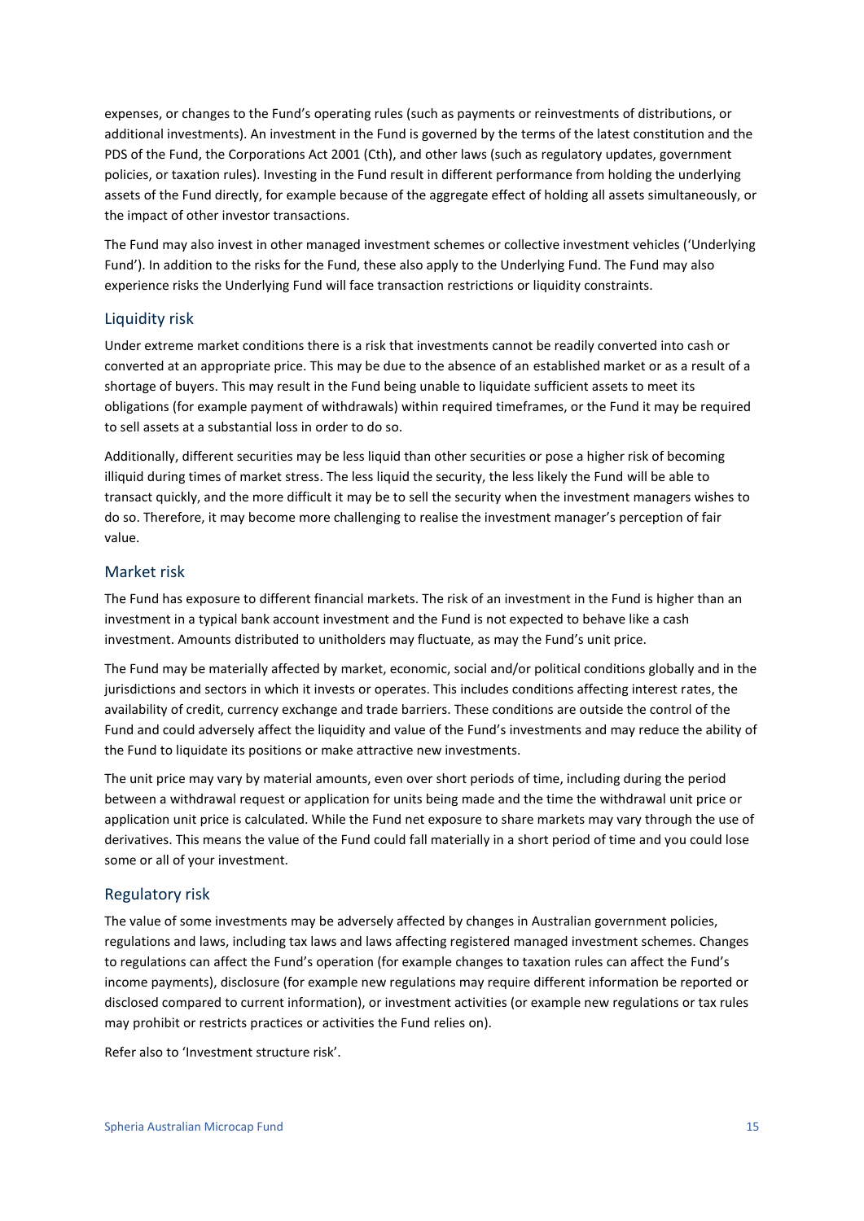expenses, or changes to the Fund's operating rules (such as payments or reinvestments of distributions, or additional investments). An investment in the Fund is governed by the terms of the latest constitution and the PDS of the Fund, the Corporations Act 2001 (Cth), and other laws (such as regulatory updates, government policies, or taxation rules). Investing in the Fund result in different performance from holding the underlying assets of the Fund directly, for example because of the aggregate effect of holding all assets simultaneously, or the impact of other investor transactions.

The Fund may also invest in other managed investment schemes or collective investment vehicles ('Underlying Fund'). In addition to the risks for the Fund, these also apply to the Underlying Fund. The Fund may also experience risks the Underlying Fund will face transaction restrictions or liquidity constraints.

## Liquidity risk

Under extreme market conditions there is a risk that investments cannot be readily converted into cash or converted at an appropriate price. This may be due to the absence of an established market or as a result of a shortage of buyers. This may result in the Fund being unable to liquidate sufficient assets to meet its obligations (for example payment of withdrawals) within required timeframes, or the Fund it may be required to sell assets at a substantial loss in order to do so.

Additionally, different securities may be less liquid than other securities or pose a higher risk of becoming illiquid during times of market stress. The less liquid the security, the less likely the Fund will be able to transact quickly, and the more difficult it may be to sell the security when the investment managers wishes to do so. Therefore, it may become more challenging to realise the investment manager's perception of fair value.

## Market risk

The Fund has exposure to different financial markets. The risk of an investment in the Fund is higher than an investment in a typical bank account investment and the Fund is not expected to behave like a cash investment. Amounts distributed to unitholders may fluctuate, as may the Fund's unit price.

The Fund may be materially affected by market, economic, social and/or political conditions globally and in the jurisdictions and sectors in which it invests or operates. This includes conditions affecting interest rates, the availability of credit, currency exchange and trade barriers. These conditions are outside the control of the Fund and could adversely affect the liquidity and value of the Fund's investments and may reduce the ability of the Fund to liquidate its positions or make attractive new investments.

The unit price may vary by material amounts, even over short periods of time, including during the period between a withdrawal request or application for units being made and the time the withdrawal unit price or application unit price is calculated. While the Fund net exposure to share markets may vary through the use of derivatives. This means the value of the Fund could fall materially in a short period of time and you could lose some or all of your investment.

## Regulatory risk

The value of some investments may be adversely affected by changes in Australian government policies, regulations and laws, including tax laws and laws affecting registered managed investment schemes. Changes to regulations can affect the Fund's operation (for example changes to taxation rules can affect the Fund's income payments), disclosure (for example new regulations may require different information be reported or disclosed compared to current information), or investment activities (or example new regulations or tax rules may prohibit or restricts practices or activities the Fund relies on).

Refer also to 'Investment structure risk'.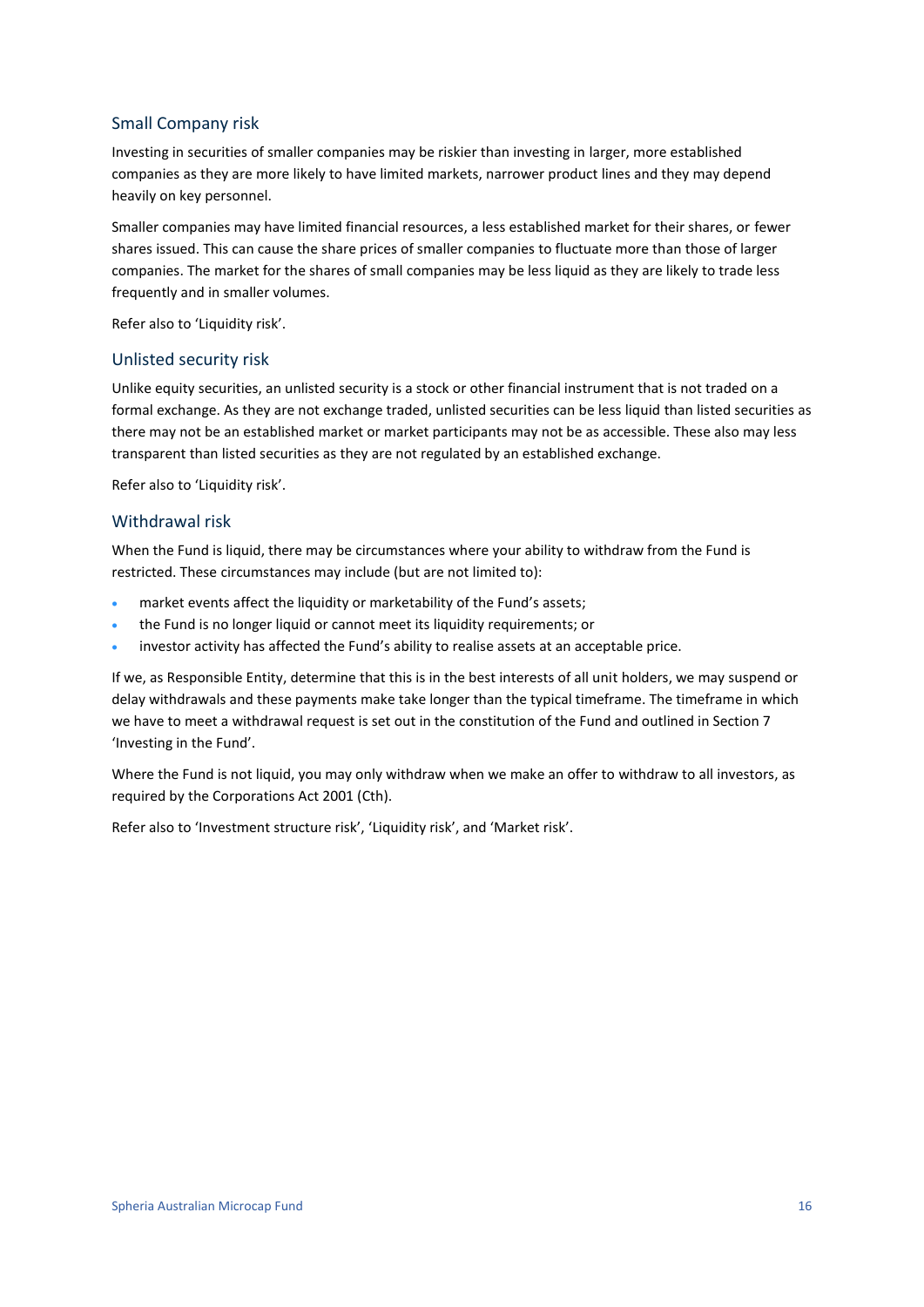## Small Company risk

Investing in securities of smaller companies may be riskier than investing in larger, more established companies as they are more likely to have limited markets, narrower product lines and they may depend heavily on key personnel.

Smaller companies may have limited financial resources, a less established market for their shares, or fewer shares issued. This can cause the share prices of smaller companies to fluctuate more than those of larger companies. The market for the shares of small companies may be less liquid as they are likely to trade less frequently and in smaller volumes.

Refer also to 'Liquidity risk'.

## Unlisted security risk

Unlike equity securities, an unlisted security is a stock or other financial instrument that is not traded on a formal exchange. As they are not exchange traded, unlisted securities can be less liquid than listed securities as there may not be an established market or market participants may not be as accessible. These also may less transparent than listed securities as they are not regulated by an established exchange.

Refer also to 'Liquidity risk'.

## Withdrawal risk

When the Fund is liquid, there may be circumstances where your ability to withdraw from the Fund is restricted. These circumstances may include (but are not limited to):

- market events affect the liquidity or marketability of the Fund's assets;
- the Fund is no longer liquid or cannot meet its liquidity requirements; or
- investor activity has affected the Fund's ability to realise assets at an acceptable price.

If we, as Responsible Entity, determine that this is in the best interests of all unit holders, we may suspend or delay withdrawals and these payments make take longer than the typical timeframe. The timeframe in which we have to meet a withdrawal request is set out in the constitution of the Fund and outlined in Section 7 'Investing in the Fund'.

Where the Fund is not liquid, you may only withdraw when we make an offer to withdraw to all investors, as required by the Corporations Act 2001 (Cth).

Refer also to 'Investment structure risk', 'Liquidity risk', and 'Market risk'.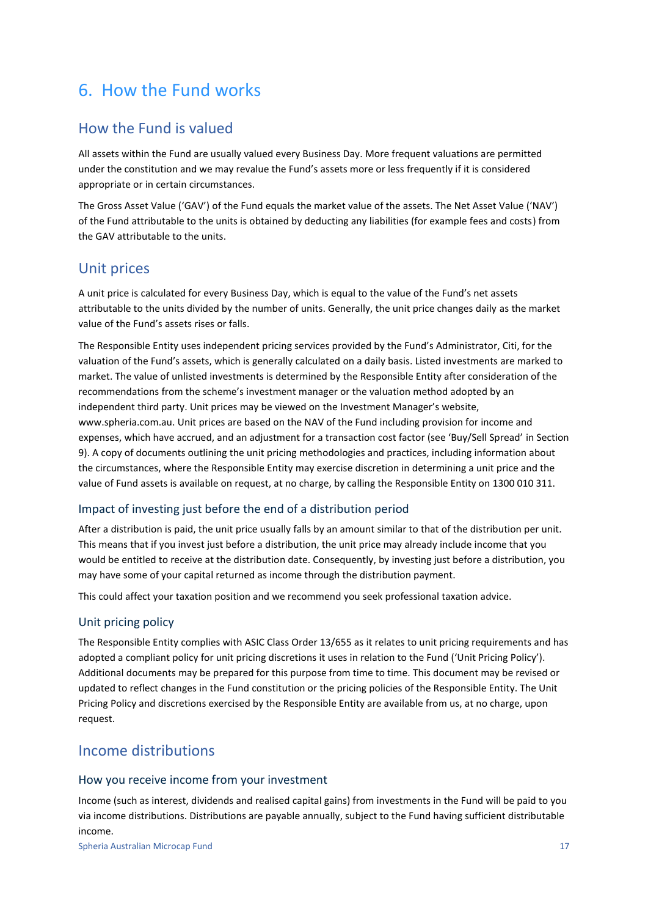# 6. How the Fund works

## How the Fund is valued

All assets within the Fund are usually valued every Business Day. More frequent valuations are permitted under the constitution and we may revalue the Fund's assets more or less frequently if it is considered appropriate or in certain circumstances.

The Gross Asset Value ('GAV') of the Fund equals the market value of the assets. The Net Asset Value ('NAV') of the Fund attributable to the units is obtained by deducting any liabilities (for example fees and costs) from the GAV attributable to the units.

## Unit prices

A unit price is calculated for every Business Day, which is equal to the value of the Fund's net assets attributable to the units divided by the number of units. Generally, the unit price changes daily as the market value of the Fund's assets rises or falls.

The Responsible Entity uses independent pricing services provided by the Fund's Administrator, Citi, for the valuation of the Fund's assets, which is generally calculated on a daily basis. Listed investments are marked to market. The value of unlisted investments is determined by the Responsible Entity after consideration of the recommendations from the scheme's investment manager or the valuation method adopted by an independent third party. Unit prices may be viewed on the Investment Manager's website, www.spheria.com.au. Unit prices are based on the NAV of the Fund including provision for income and expenses, which have accrued, and an adjustment for a transaction cost factor (see 'Buy/Sell Spread' in Section 9). A copy of documents outlining the unit pricing methodologies and practices, including information about the circumstances, where the Responsible Entity may exercise discretion in determining a unit price and the value of Fund assets is available on request, at no charge, by calling the Responsible Entity on 1300 010 311.

### Impact of investing just before the end of a distribution period

After a distribution is paid, the unit price usually falls by an amount similar to that of the distribution per unit. This means that if you invest just before a distribution, the unit price may already include income that you would be entitled to receive at the distribution date. Consequently, by investing just before a distribution, you may have some of your capital returned as income through the distribution payment.

This could affect your taxation position and we recommend you seek professional taxation advice.

### Unit pricing policy

The Responsible Entity complies with ASIC Class Order 13/655 as it relates to unit pricing requirements and has adopted a compliant policy for unit pricing discretions it uses in relation to the Fund ('Unit Pricing Policy'). Additional documents may be prepared for this purpose from time to time. This document may be revised or updated to reflect changes in the Fund constitution or the pricing policies of the Responsible Entity. The Unit Pricing Policy and discretions exercised by the Responsible Entity are available from us, at no charge, upon request.

## Income distributions

### How you receive income from your investment

Income (such as interest, dividends and realised capital gains) from investments in the Fund will be paid to you via income distributions. Distributions are payable annually, subject to the Fund having sufficient distributable income.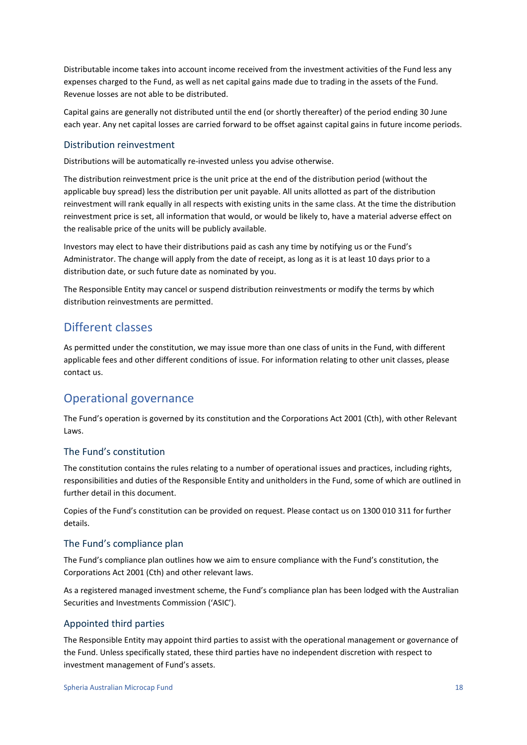Distributable income takes into account income received from the investment activities of the Fund less any expenses charged to the Fund, as well as net capital gains made due to trading in the assets of the Fund. Revenue losses are not able to be distributed.

Capital gains are generally not distributed until the end (or shortly thereafter) of the period ending 30 June each year. Any net capital losses are carried forward to be offset against capital gains in future income periods.

### Distribution reinvestment

Distributions will be automatically re-invested unless you advise otherwise.

The distribution reinvestment price is the unit price at the end of the distribution period (without the applicable buy spread) less the distribution per unit payable. All units allotted as part of the distribution reinvestment will rank equally in all respects with existing units in the same class. At the time the distribution reinvestment price is set, all information that would, or would be likely to, have a material adverse effect on the realisable price of the units will be publicly available.

Investors may elect to have their distributions paid as cash any time by notifying us or the Fund's Administrator. The change will apply from the date of receipt, as long as it is at least 10 days prior to a distribution date, or such future date as nominated by you.

The Responsible Entity may cancel or suspend distribution reinvestments or modify the terms by which distribution reinvestments are permitted.

## Different classes

As permitted under the constitution, we may issue more than one class of units in the Fund, with different applicable fees and other different conditions of issue. For information relating to other unit classes, please contact us.

## Operational governance

The Fund's operation is governed by its constitution and the Corporations Act 2001 (Cth), with other Relevant Laws.

### The Fund's constitution

The constitution contains the rules relating to a number of operational issues and practices, including rights, responsibilities and duties of the Responsible Entity and unitholders in the Fund, some of which are outlined in further detail in this document.

Copies of the Fund's constitution can be provided on request. Please contact us on 1300 010 311 for further details.

### The Fund's compliance plan

The Fund's compliance plan outlines how we aim to ensure compliance with the Fund's constitution, the Corporations Act 2001 (Cth) and other relevant laws.

As a registered managed investment scheme, the Fund's compliance plan has been lodged with the Australian Securities and Investments Commission ('ASIC').

### Appointed third parties

The Responsible Entity may appoint third parties to assist with the operational management or governance of the Fund. Unless specifically stated, these third parties have no independent discretion with respect to investment management of Fund's assets.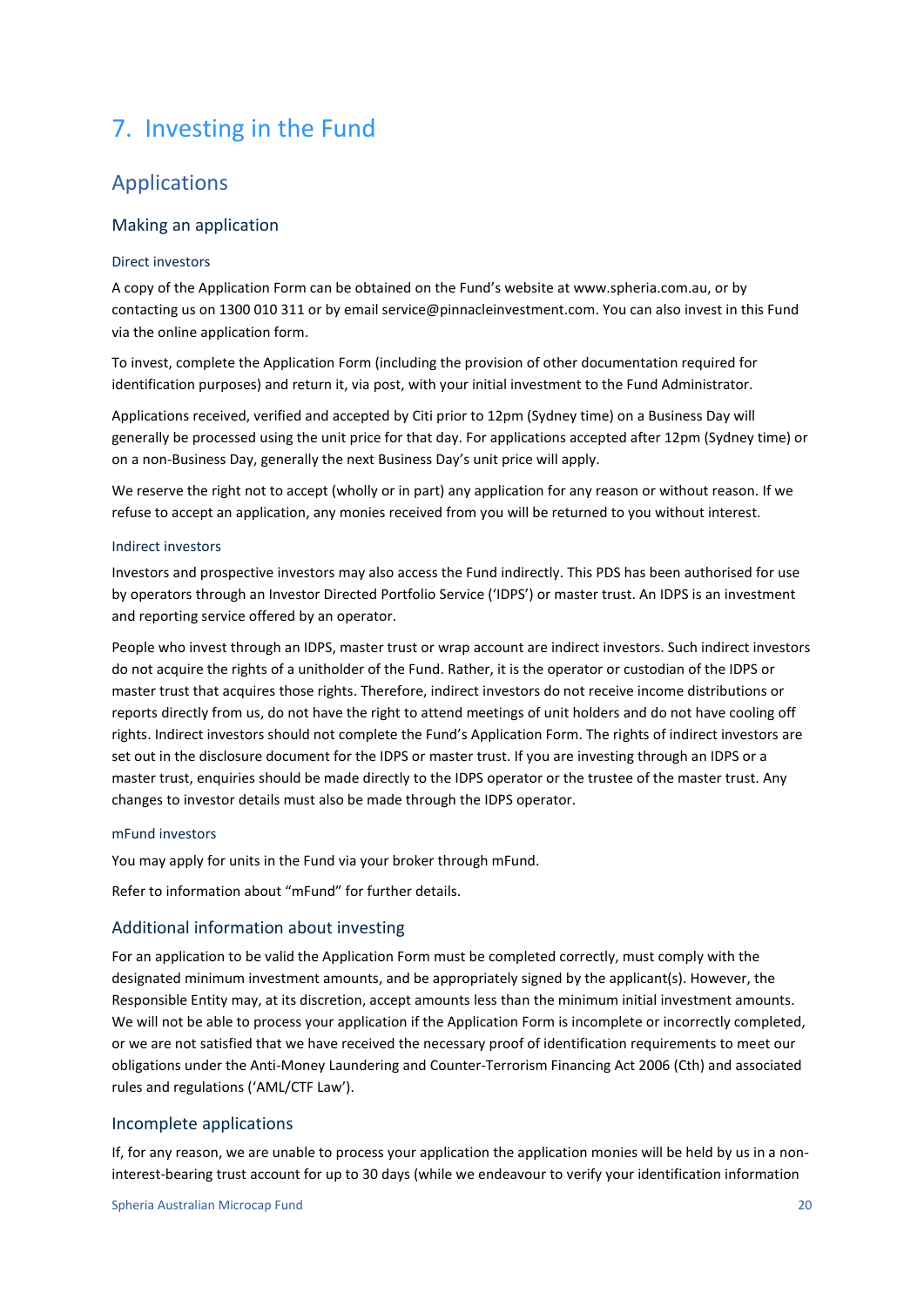# 7. Investing in the Fund

## Applications

### Making an application

#### Direct investors

A copy of the Application Form can be obtained on the Fund's website at www.spheria.com.au, or by contacting us on 1300 010 311 or by email service@pinnacleinvestment.com. You can also invest in this Fund via the online application form.

To invest, complete the Application Form (including the provision of other documentation required for identification purposes) and return it, via post, with your initial investment to the Fund Administrator.

Applications received, verified and accepted by Citi prior to 12pm (Sydney time) on a Business Day will generally be processed using the unit price for that day. For applications accepted after 12pm (Sydney time) or on a non-Business Day, generally the next Business Day's unit price will apply.

We reserve the right not to accept (wholly or in part) any application for any reason or without reason. If we refuse to accept an application, any monies received from you will be returned to you without interest.

#### Indirect investors

Investors and prospective investors may also access the Fund indirectly. This PDS has been authorised for use by operators through an Investor Directed Portfolio Service ('IDPS') or master trust. An IDPS is an investment and reporting service offered by an operator.

People who invest through an IDPS, master trust or wrap account are indirect investors. Such indirect investors do not acquire the rights of a unitholder of the Fund. Rather, it is the operator or custodian of the IDPS or master trust that acquires those rights. Therefore, indirect investors do not receive income distributions or reports directly from us, do not have the right to attend meetings of unit holders and do not have cooling off rights. Indirect investors should not complete the Fund's Application Form. The rights of indirect investors are set out in the disclosure document for the IDPS or master trust. If you are investing through an IDPS or a master trust, enquiries should be made directly to the IDPS operator or the trustee of the master trust. Any changes to investor details must also be made through the IDPS operator.

#### mFund investors

You may apply for units in the Fund via your broker through mFund.

Refer to information about "mFund" for further details.

### Additional information about investing

For an application to be valid the Application Form must be completed correctly, must comply with the designated minimum investment amounts, and be appropriately signed by the applicant(s). However, the Responsible Entity may, at its discretion, accept amounts less than the minimum initial investment amounts. We will not be able to process your application if the Application Form is incomplete or incorrectly completed, or we are not satisfied that we have received the necessary proof of identification requirements to meet our obligations under the Anti-Money Laundering and Counter-Terrorism Financing Act 2006 (Cth) and associated rules and regulations ('AML/CTF Law').

### Incomplete applications

If, for any reason, we are unable to process your application the application monies will be held by us in a non-interest-bearing trust account for up to 30 days (while we endeavour to verify your identification information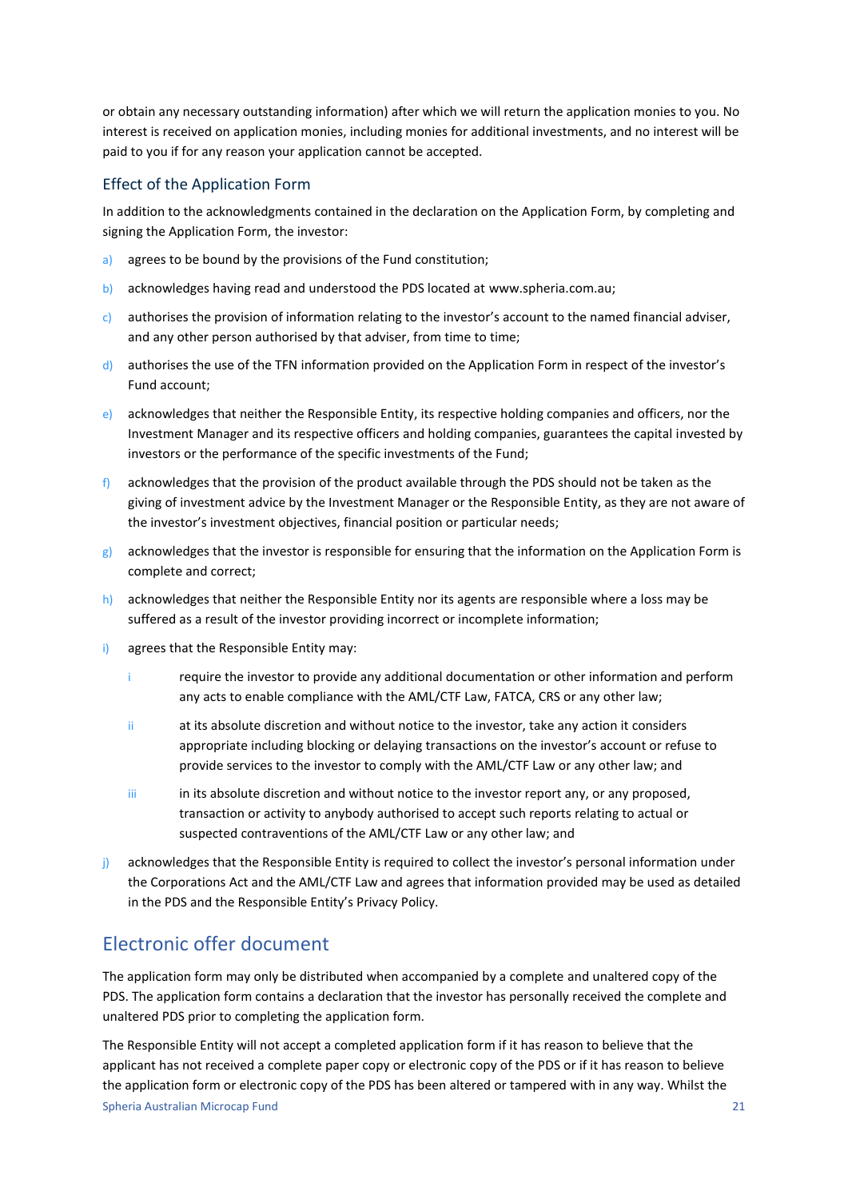or obtain any necessary outstanding information) after which we will return the application monies to you. No interest is received on application monies, including monies for additional investments, and no interest will be paid to you if for any reason your application cannot be accepted.

### Effect of the Application Form

In addition to the acknowledgments contained in the declaration on the Application Form, by completing and signing the Application Form, the investor:

a) agrees to be bound by the provisions of the Fund constitution;

b) acknowledges having read and understood the PDS located at www.spheria.com.au;

c) authorises the provision of information relating to the investor's account to the named financial adviser, and any other person authorised by that adviser, from time to time;

d) authorises the use of the TFN information provided on the Application Form in respect of the investor's Fund account;

e) acknowledges that neither the Responsible Entity, its respective holding companies and officers, nor the Investment Manager and its respective officers and holding companies, guarantees the capital invested by investors or the performance of the specific investments of the Fund;

f) acknowledges that the provision of the product available through the PDS should not be taken as the giving of investment advice by the Investment Manager or the Responsible Entity, as they are not aware of the investor's investment objectives, financial position or particular needs;

g) acknowledges that the investor is responsible for ensuring that the information on the Application Form is complete and correct;

h) acknowledges that neither the Responsible Entity nor its agents are responsible where a loss may be suffered as a result of the investor providing incorrect or incomplete information;

i) agrees that the Responsible Entity may:

   i require the investor to provide any additional documentation or other information and perform any acts to enable compliance with the AML/CTF Law, FATCA, CRS or any other law;

   ii at its absolute discretion and without notice to the investor, take any action it considers appropriate including blocking or delaying transactions on the investor's account or refuse to provide services to the investor to comply with the AML/CTF Law or any other law; and

   iii in its absolute discretion and without notice to the investor report any, or any proposed, transaction or activity to anybody authorised to accept such reports relating to actual or suspected contraventions of the AML/CTF Law or any other law; and

j) acknowledges that the Responsible Entity is required to collect the investor's personal information under the Corporations Act and the AML/CTF Law and agrees that information provided may be used as detailed in the PDS and the Responsible Entity's Privacy Policy.

## Electronic offer document

The application form may only be distributed when accompanied by a complete and unaltered copy of the PDS. The application form contains a declaration that the investor has personally received the complete and unaltered PDS prior to completing the application form.

The Responsible Entity will not accept a completed application form if it has reason to believe that the applicant has not received a complete paper copy or electronic copy of the PDS or if it has reason to believe the application form or electronic copy of the PDS has been altered or tampered with in any way. Whilst the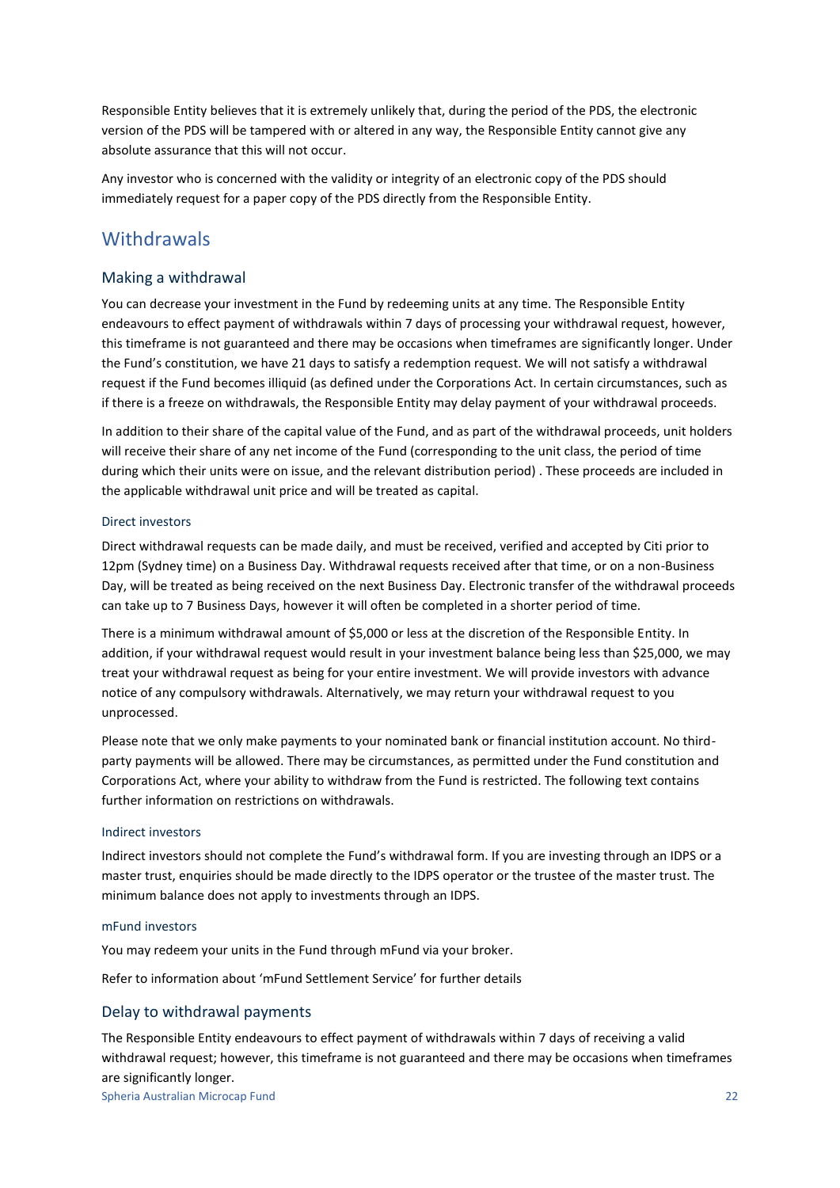Responsible Entity believes that it is extremely unlikely that, during the period of the PDS, the electronic version of the PDS will be tampered with or altered in any way, the Responsible Entity cannot give any absolute assurance that this will not occur.

Any investor who is concerned with the validity or integrity of an electronic copy of the PDS should immediately request for a paper copy of the PDS directly from the Responsible Entity.

# Withdrawals

## Making a withdrawal

You can decrease your investment in the Fund by redeeming units at any time. The Responsible Entity endeavours to effect payment of withdrawals within 7 days of processing your withdrawal request, however, this timeframe is not guaranteed and there may be occasions when timeframes are significantly longer. Under the Fund's constitution, we have 21 days to satisfy a redemption request. We will not satisfy a withdrawal request if the Fund becomes illiquid (as defined under the Corporations Act. In certain circumstances, such as if there is a freeze on withdrawals, the Responsible Entity may delay payment of your withdrawal proceeds.

In addition to their share of the capital value of the Fund, and as part of the withdrawal proceeds, unit holders will receive their share of any net income of the Fund (corresponding to the unit class, the period of time during which their units were on issue, and the relevant distribution period) . These proceeds are included in the applicable withdrawal unit price and will be treated as capital.

### Direct investors

Direct withdrawal requests can be made daily, and must be received, verified and accepted by Citi prior to 12pm (Sydney time) on a Business Day. Withdrawal requests received after that time, or on a non-Business Day, will be treated as being received on the next Business Day. Electronic transfer of the withdrawal proceeds can take up to 7 Business Days, however it will often be completed in a shorter period of time.

There is a minimum withdrawal amount of $5,000 or less at the discretion of the Responsible Entity. In addition, if your withdrawal request would result in your investment balance being less than $25,000, we may treat your withdrawal request as being for your entire investment. We will provide investors with advance notice of any compulsory withdrawals. Alternatively, we may return your withdrawal request to you unprocessed.

Please note that we only make payments to your nominated bank or financial institution account. No third-party payments will be allowed. There may be circumstances, as permitted under the Fund constitution and Corporations Act, where your ability to withdraw from the Fund is restricted. The following text contains further information on restrictions on withdrawals.

### Indirect investors

Indirect investors should not complete the Fund's withdrawal form. If you are investing through an IDPS or a master trust, enquiries should be made directly to the IDPS operator or the trustee of the master trust. The minimum balance does not apply to investments through an IDPS.

### mFund investors

You may redeem your units in the Fund through mFund via your broker.

Refer to information about 'mFund Settlement Service' for further details

## Delay to withdrawal payments

The Responsible Entity endeavours to effect payment of withdrawals within 7 days of receiving a valid withdrawal request; however, this timeframe is not guaranteed and there may be occasions when timeframes are significantly longer.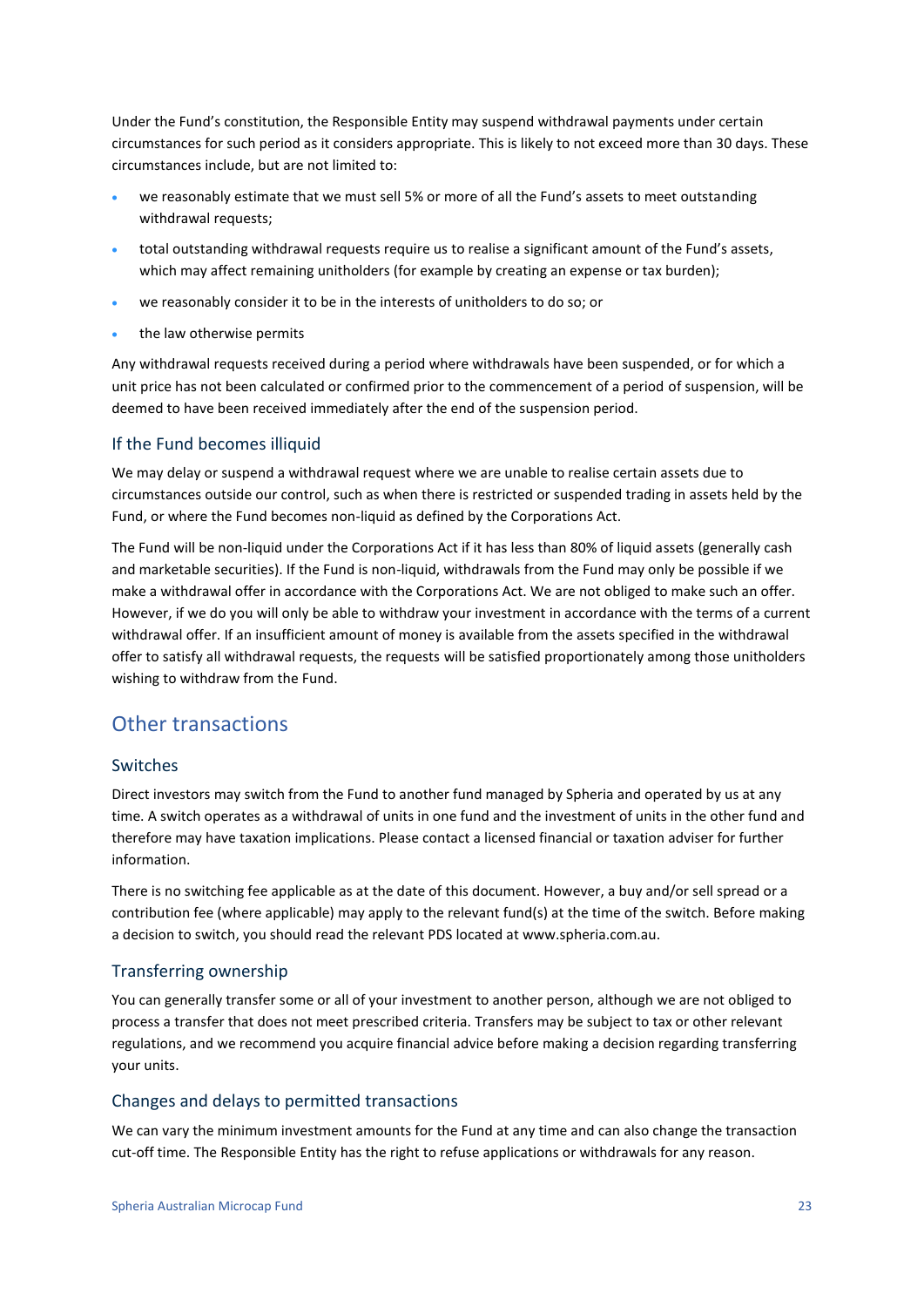Under the Fund's constitution, the Responsible Entity may suspend withdrawal payments under certain circumstances for such period as it considers appropriate. This is likely to not exceed more than 30 days. These circumstances include, but are not limited to:

- we reasonably estimate that we must sell 5% or more of all the Fund's assets to meet outstanding withdrawal requests;
- total outstanding withdrawal requests require us to realise a significant amount of the Fund's assets, which may affect remaining unitholders (for example by creating an expense or tax burden);
- we reasonably consider it to be in the interests of unitholders to do so; or
- the law otherwise permits

Any withdrawal requests received during a period where withdrawals have been suspended, or for which a unit price has not been calculated or confirmed prior to the commencement of a period of suspension, will be deemed to have been received immediately after the end of the suspension period.

### If the Fund becomes illiquid

We may delay or suspend a withdrawal request where we are unable to realise certain assets due to circumstances outside our control, such as when there is restricted or suspended trading in assets held by the Fund, or where the Fund becomes non-liquid as defined by the Corporations Act.

The Fund will be non-liquid under the Corporations Act if it has less than 80% of liquid assets (generally cash and marketable securities). If the Fund is non-liquid, withdrawals from the Fund may only be possible if we make a withdrawal offer in accordance with the Corporations Act. We are not obliged to make such an offer. However, if we do you will only be able to withdraw your investment in accordance with the terms of a current withdrawal offer. If an insufficient amount of money is available from the assets specified in the withdrawal offer to satisfy all withdrawal requests, the requests will be satisfied proportionately among those unitholders wishing to withdraw from the Fund.

## Other transactions

### Switches

Direct investors may switch from the Fund to another fund managed by Spheria and operated by us at any time. A switch operates as a withdrawal of units in one fund and the investment of units in the other fund and therefore may have taxation implications. Please contact a licensed financial or taxation adviser for further information.

There is no switching fee applicable as at the date of this document. However, a buy and/or sell spread or a contribution fee (where applicable) may apply to the relevant fund(s) at the time of the switch. Before making a decision to switch, you should read the relevant PDS located at www.spheria.com.au.

### Transferring ownership

You can generally transfer some or all of your investment to another person, although we are not obliged to process a transfer that does not meet prescribed criteria. Transfers may be subject to tax or other relevant regulations, and we recommend you acquire financial advice before making a decision regarding transferring your units.

### Changes and delays to permitted transactions

We can vary the minimum investment amounts for the Fund at any time and can also change the transaction cut-off time. The Responsible Entity has the right to refuse applications or withdrawals for any reason.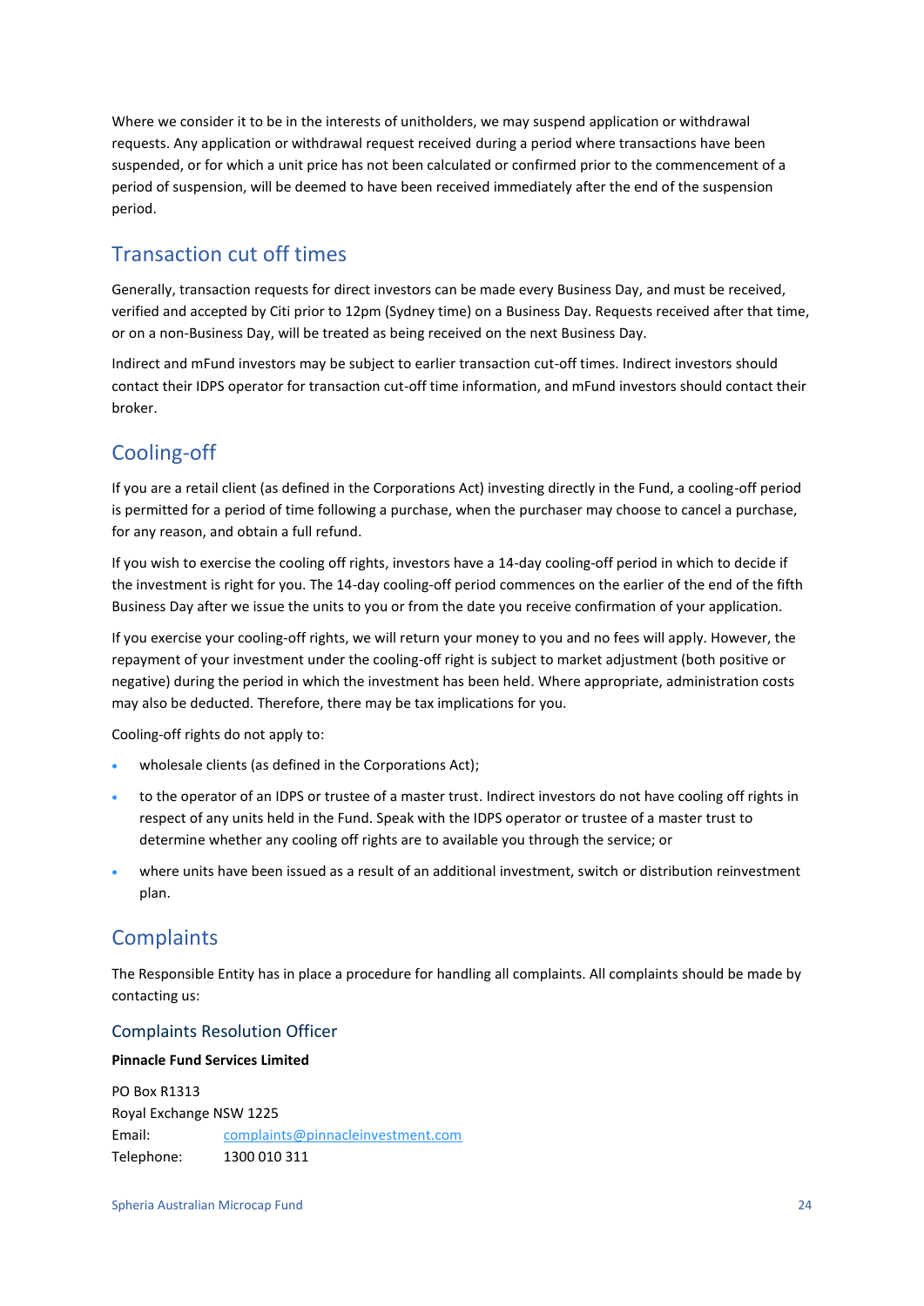Where we consider it to be in the interests of unitholders, we may suspend application or withdrawal requests. Any application or withdrawal request received during a period where transactions have been suspended, or for which a unit price has not been calculated or confirmed prior to the commencement of a period of suspension, will be deemed to have been received immediately after the end of the suspension period.

## Transaction cut off times

Generally, transaction requests for direct investors can be made every Business Day, and must be received, verified and accepted by Citi prior to 12pm (Sydney time) on a Business Day. Requests received after that time, or on a non-Business Day, will be treated as being received on the next Business Day.

Indirect and mFund investors may be subject to earlier transaction cut-off times. Indirect investors should contact their IDPS operator for transaction cut-off time information, and mFund investors should contact their broker.

## Cooling-off

If you are a retail client (as defined in the Corporations Act) investing directly in the Fund, a cooling-off period is permitted for a period of time following a purchase, when the purchaser may choose to cancel a purchase, for any reason, and obtain a full refund.

If you wish to exercise the cooling off rights, investors have a 14-day cooling-off period in which to decide if the investment is right for you. The 14-day cooling-off period commences on the earlier of the end of the fifth Business Day after we issue the units to you or from the date you receive confirmation of your application.

If you exercise your cooling-off rights, we will return your money to you and no fees will apply. However, the repayment of your investment under the cooling-off right is subject to market adjustment (both positive or negative) during the period in which the investment has been held. Where appropriate, administration costs may also be deducted. Therefore, there may be tax implications for you.

Cooling-off rights do not apply to:

- wholesale clients (as defined in the Corporations Act);
- to the operator of an IDPS or trustee of a master trust. Indirect investors do not have cooling off rights in respect of any units held in the Fund. Speak with the IDPS operator or trustee of a master trust to determine whether any cooling off rights are to available you through the service; or
- where units have been issued as a result of an additional investment, switch or distribution reinvestment plan.

## Complaints

The Responsible Entity has in place a procedure for handling all complaints. All complaints should be made by contacting us:

### Complaints Resolution Officer

**Pinnacle Fund Services Limited**

PO Box R1313
Royal Exchange NSW 1225
Email: complaints@pinnacleinvestment.com
Telephone: 1300 010 311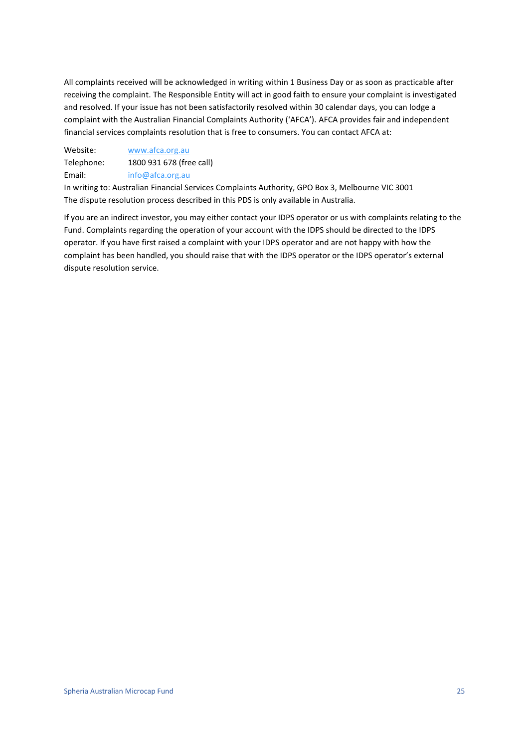All complaints received will be acknowledged in writing within 1 Business Day or as soon as practicable after receiving the complaint. The Responsible Entity will act in good faith to ensure your complaint is investigated and resolved. If your issue has not been satisfactorily resolved within 30 calendar days, you can lodge a complaint with the Australian Financial Complaints Authority ('AFCA'). AFCA provides fair and independent financial services complaints resolution that is free to consumers. You can contact AFCA at:

Website: www.afca.org.au
Telephone: 1800 931 678 (free call)
Email: info@afca.org.au
In writing to: Australian Financial Services Complaints Authority, GPO Box 3, Melbourne VIC 3001
The dispute resolution process described in this PDS is only available in Australia.

If you are an indirect investor, you may either contact your IDPS operator or us with complaints relating to the Fund. Complaints regarding the operation of your account with the IDPS should be directed to the IDPS operator. If you have first raised a complaint with your IDPS operator and are not happy with how the complaint has been handled, you should raise that with the IDPS operator or the IDPS operator's external dispute resolution service.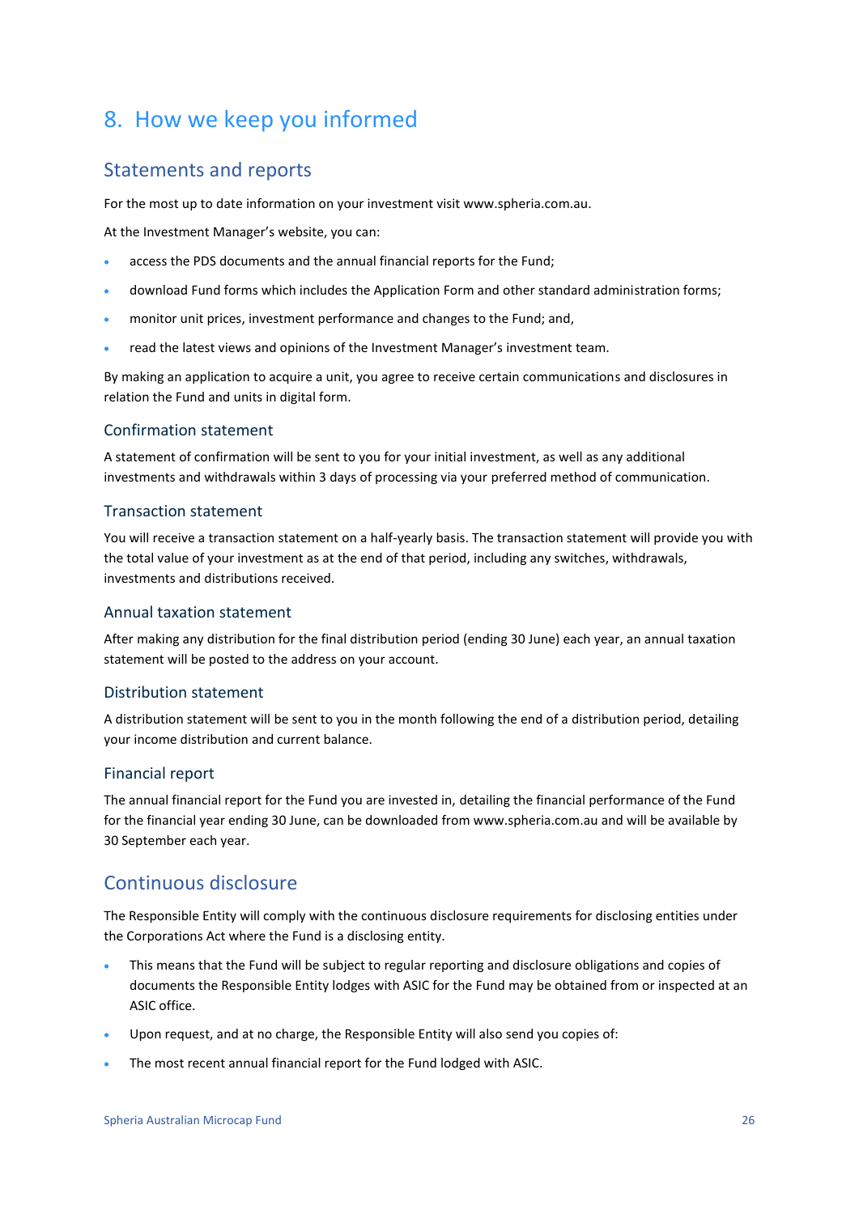# 8. How we keep you informed

## Statements and reports

For the most up to date information on your investment visit www.spheria.com.au.

At the Investment Manager's website, you can:

- access the PDS documents and the annual financial reports for the Fund;
- download Fund forms which includes the Application Form and other standard administration forms;
- monitor unit prices, investment performance and changes to the Fund; and,
- read the latest views and opinions of the Investment Manager's investment team.

By making an application to acquire a unit, you agree to receive certain communications and disclosures in relation the Fund and units in digital form.

### Confirmation statement

A statement of confirmation will be sent to you for your initial investment, as well as any additional investments and withdrawals within 3 days of processing via your preferred method of communication.

### Transaction statement

You will receive a transaction statement on a half-yearly basis. The transaction statement will provide you with the total value of your investment as at the end of that period, including any switches, withdrawals, investments and distributions received.

### Annual taxation statement

After making any distribution for the final distribution period (ending 30 June) each year, an annual taxation statement will be posted to the address on your account.

### Distribution statement

A distribution statement will be sent to you in the month following the end of a distribution period, detailing your income distribution and current balance.

### Financial report

The annual financial report for the Fund you are invested in, detailing the financial performance of the Fund for the financial year ending 30 June, can be downloaded from www.spheria.com.au and will be available by 30 September each year.

## Continuous disclosure

The Responsible Entity will comply with the continuous disclosure requirements for disclosing entities under the Corporations Act where the Fund is a disclosing entity.

- This means that the Fund will be subject to regular reporting and disclosure obligations and copies of documents the Responsible Entity lodges with ASIC for the Fund may be obtained from or inspected at an ASIC office.
- Upon request, and at no charge, the Responsible Entity will also send you copies of:
- The most recent annual financial report for the Fund lodged with ASIC.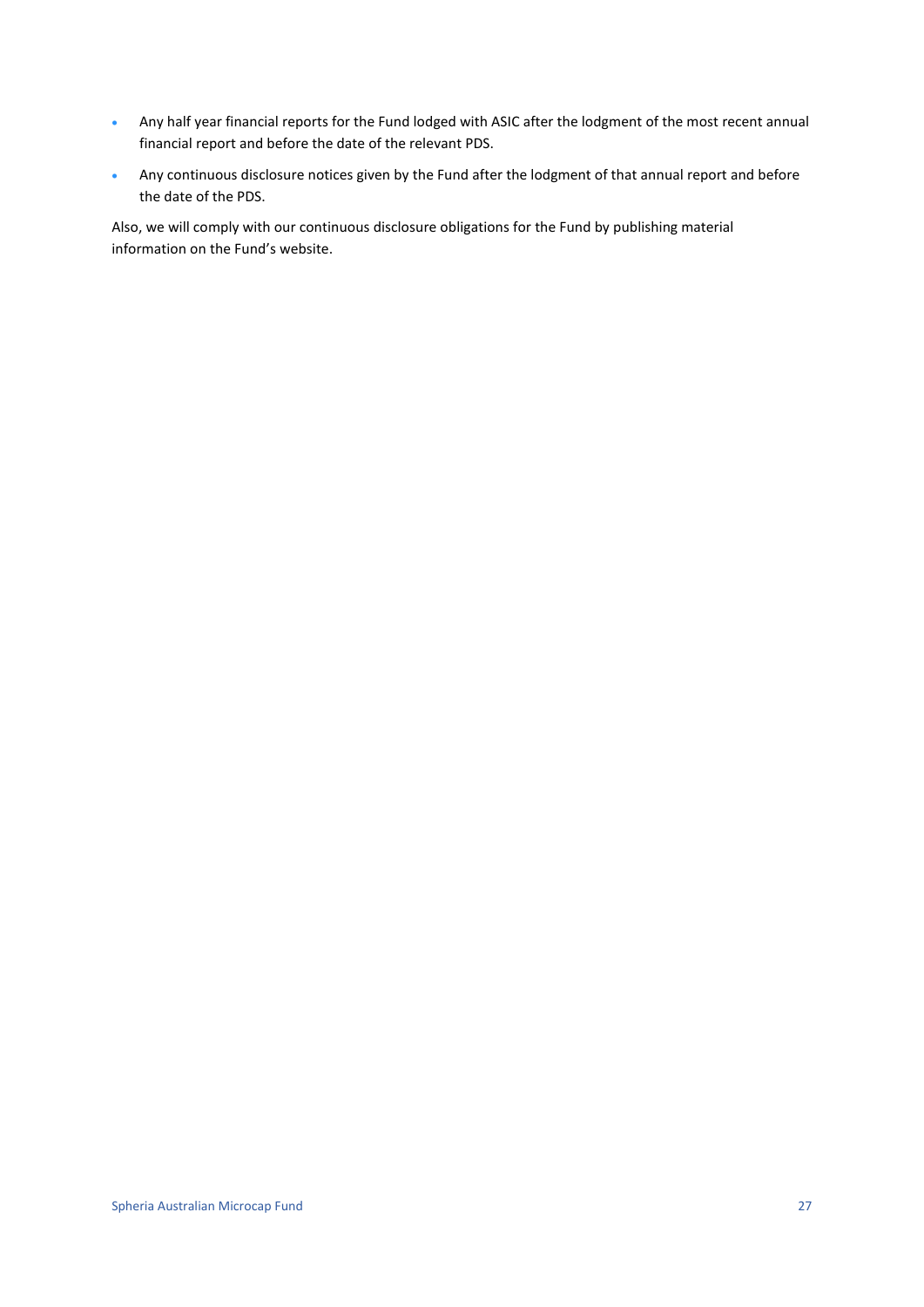- Any half year financial reports for the Fund lodged with ASIC after the lodgment of the most recent annual financial report and before the date of the relevant PDS.
- Any continuous disclosure notices given by the Fund after the lodgment of that annual report and before the date of the PDS.

Also, we will comply with our continuous disclosure obligations for the Fund by publishing material information on the Fund's website.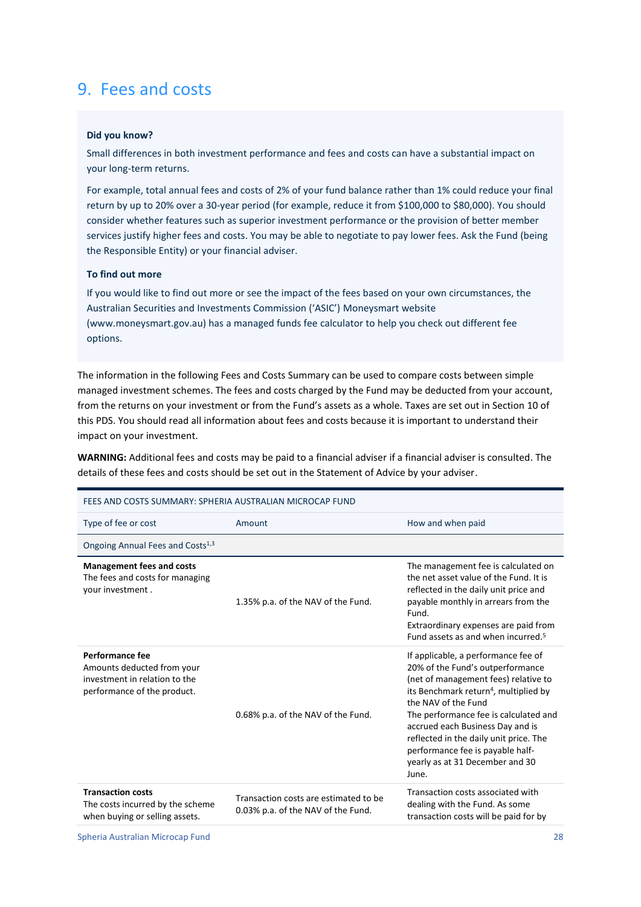# 9. Fees and costs

**Did you know?**

Small differences in both investment performance and fees and costs can have a substantial impact on your long-term returns.

For example, total annual fees and costs of 2% of your fund balance rather than 1% could reduce your final return by up to 20% over a 30-year period (for example, reduce it from $100,000 to $80,000). You should consider whether features such as superior investment performance or the provision of better member services justify higher fees and costs. You may be able to negotiate to pay lower fees. Ask the Fund (being the Responsible Entity) or your financial adviser.

**To find out more**

If you would like to find out more or see the impact of the fees based on your own circumstances, the Australian Securities and Investments Commission ('ASIC') Moneysmart website (www.moneysmart.gov.au) has a managed funds fee calculator to help you check out different fee options.

The information in the following Fees and Costs Summary can be used to compare costs between simple managed investment schemes. The fees and costs charged by the Fund may be deducted from your account, from the returns on your investment or from the Fund's assets as a whole. Taxes are set out in Section 10 of this PDS. You should read all information about fees and costs because it is important to understand their impact on your investment.

**WARNING:** Additional fees and costs may be paid to a financial adviser if a financial adviser is consulted. The details of these fees and costs should be set out in the Statement of Advice by your adviser.

| FEES AND COSTS SUMMARY: SPHERIA AUSTRALIAN MICROCAP FUND | | |
|---|---|---|
| Type of fee or cost | Amount | How and when paid |
| Ongoing Annual Fees and Costs[1,3] | | |
| **Management fees and costs**<br>The fees and costs for managing your investment . | 1.35% p.a. of the NAV of the Fund. | The management fee is calculated on the net asset value of the Fund. It is reflected in the daily unit price and payable monthly in arrears from the Fund.<br>Extraordinary expenses are paid from Fund assets as and when incurred.[5] |
| **Performance fee**<br>Amounts deducted from your investment in relation to the performance of the product. | 0.68% p.a. of the NAV of the Fund. | If applicable, a performance fee of 20% of the Fund's outperformance (net of management fees) relative to its Benchmark return[4], multiplied by the NAV of the Fund<br>The performance fee is calculated and accrued each Business Day and is reflected in the daily unit price. The performance fee is payable half-yearly as at 31 December and 30 June. |
| **Transaction costs**<br>The costs incurred by the scheme when buying or selling assets. | Transaction costs are estimated to be 0.03% p.a. of the NAV of the Fund. | Transaction costs associated with dealing with the Fund. As some transaction costs will be paid for by |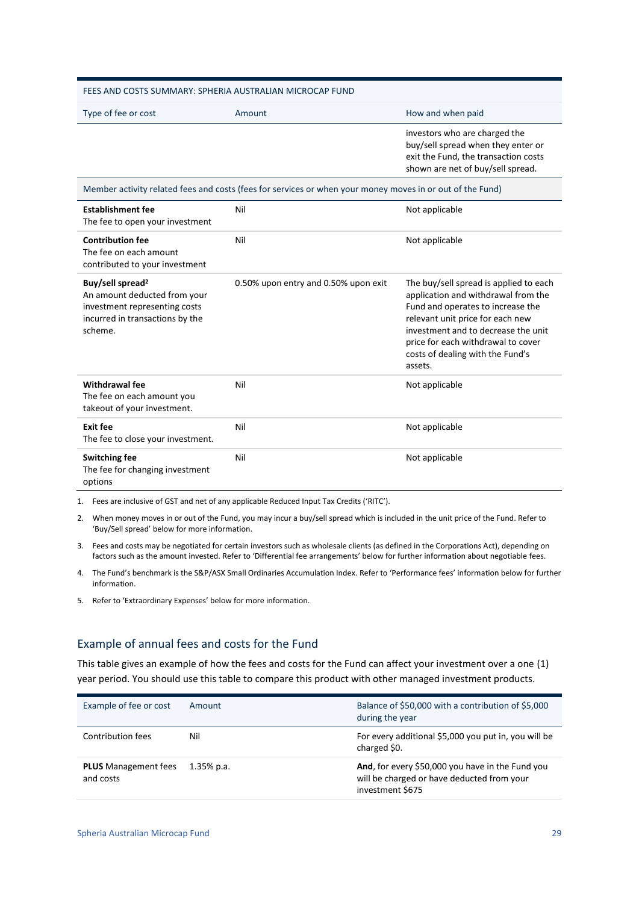| FEES AND COSTS SUMMARY: SPHERIA AUSTRALIAN MICROCAP FUND | | |
| --- | --- | --- |
| Type of fee or cost | Amount | How and when paid |
| | | investors who are charged the buy/sell spread when they enter or exit the Fund, the transaction costs shown are net of buy/sell spread. |
| Member activity related fees and costs (fees for services or when your money moves in or out of the Fund) | | |
| **Establishment fee** The fee to open your investment | Nil | Not applicable |
| **Contribution fee** The fee on each amount contributed to your investment | Nil | Not applicable |
| **Buy/sell spread**[2] An amount deducted from your investment representing costs incurred in transactions by the scheme. | 0.50% upon entry and 0.50% upon exit | The buy/sell spread is applied to each application and withdrawal from the Fund and operates to increase the relevant unit price for each new investment and to decrease the unit price for each withdrawal to cover costs of dealing with the Fund's assets. |
| **Withdrawal fee** The fee on each amount you takeout of your investment. | Nil | Not applicable |
| **Exit fee** The fee to close your investment. | Nil | Not applicable |
| **Switching fee** The fee for changing investment options | Nil | Not applicable |

1. Fees are inclusive of GST and net of any applicable Reduced Input Tax Credits ('RITC').
2. When money moves in or out of the Fund, you may incur a buy/sell spread which is included in the unit price of the Fund. Refer to 'Buy/Sell spread' below for more information.
3. Fees and costs may be negotiated for certain investors such as wholesale clients (as defined in the Corporations Act), depending on factors such as the amount invested. Refer to 'Differential fee arrangements' below for further information about negotiable fees.
4. The Fund's benchmark is the S&P/ASX Small Ordinaries Accumulation Index. Refer to 'Performance fees' information below for further information.
5. Refer to 'Extraordinary Expenses' below for more information.

## Example of annual fees and costs for the Fund

This table gives an example of how the fees and costs for the Fund can affect your investment over a one (1) year period. You should use this table to compare this product with other managed investment products.

| Example of fee or cost | Amount | Balance of $50,000 with a contribution of $5,000 during the year |
| --- | --- | --- |
| Contribution fees | Nil | For every additional $5,000 you put in, you will be charged $0. |
| **PLUS** Management fees and costs | 1.35% p.a. | **And**, for every $50,000 you have in the Fund you will be charged or have deducted from your investment $675 |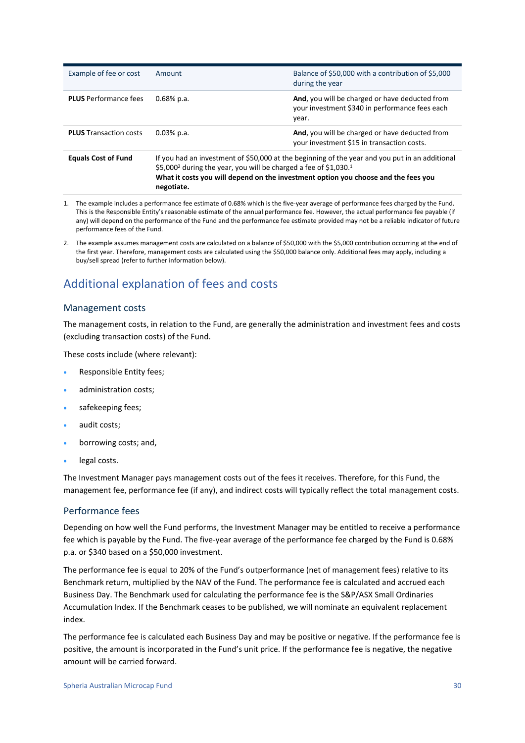| Example of fee or cost | Amount | Balance of $50,000 with a contribution of $5,000 during the year |
| --- | --- | --- |
| **PLUS** Performance fees | 0.68% p.a. | **And**, you will be charged or have deducted from your investment $340 in performance fees each year. |
| **PLUS** Transaction costs | 0.03% p.a. | **And**, you will be charged or have deducted from your investment $15 in transaction costs. |
| **Equals Cost of Fund** | If you had an investment of $50,000 at the beginning of the year and you put in an additional $5,000[2] during the year, you will be charged a fee of $1,030.[1] **What it costs you will depend on the investment option you choose and the fees you negotiate.** | |

1. The example includes a performance fee estimate of 0.68% which is the five-year average of performance fees charged by the Fund. This is the Responsible Entity's reasonable estimate of the annual performance fee. However, the actual performance fee payable (if any) will depend on the performance of the Fund and the performance fee estimate provided may not be a reliable indicator of future performance fees of the Fund.
2. The example assumes management costs are calculated on a balance of $50,000 with the $5,000 contribution occurring at the end of the first year. Therefore, management costs are calculated using the $50,000 balance only. Additional fees may apply, including a buy/sell spread (refer to further information below).

## Additional explanation of fees and costs

### Management costs

The management costs, in relation to the Fund, are generally the administration and investment fees and costs (excluding transaction costs) of the Fund.

These costs include (where relevant):

- Responsible Entity fees;
- administration costs;
- safekeeping fees;
- audit costs;
- borrowing costs; and,
- legal costs.

The Investment Manager pays management costs out of the fees it receives. Therefore, for this Fund, the management fee, performance fee (if any), and indirect costs will typically reflect the total management costs.

### Performance fees

Depending on how well the Fund performs, the Investment Manager may be entitled to receive a performance fee which is payable by the Fund. The five-year average of the performance fee charged by the Fund is 0.68% p.a. or $340 based on a $50,000 investment.

The performance fee is equal to 20% of the Fund's outperformance (net of management fees) relative to its Benchmark return, multiplied by the NAV of the Fund. The performance fee is calculated and accrued each Business Day. The Benchmark used for calculating the performance fee is the S&P/ASX Small Ordinaries Accumulation Index. If the Benchmark ceases to be published, we will nominate an equivalent replacement index.

The performance fee is calculated each Business Day and may be positive or negative. If the performance fee is positive, the amount is incorporated in the Fund's unit price. If the performance fee is negative, the negative amount will be carried forward.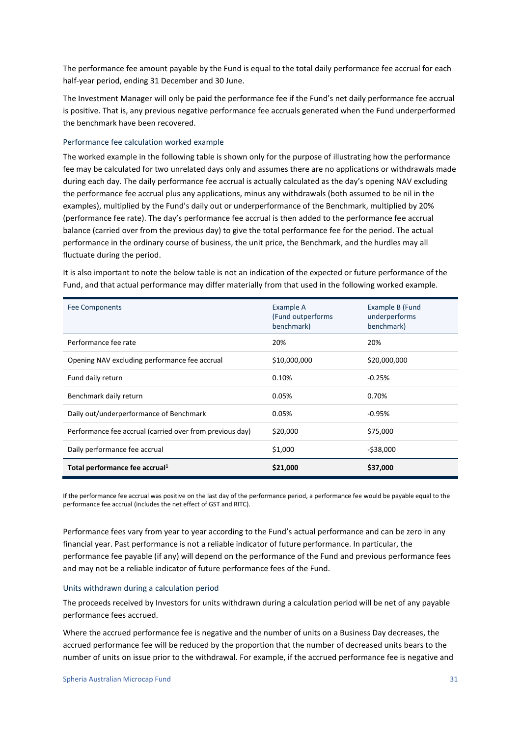The performance fee amount payable by the Fund is equal to the total daily performance fee accrual for each half-year period, ending 31 December and 30 June.

The Investment Manager will only be paid the performance fee if the Fund's net daily performance fee accrual is positive. That is, any previous negative performance fee accruals generated when the Fund underperformed the benchmark have been recovered.

### Performance fee calculation worked example

The worked example in the following table is shown only for the purpose of illustrating how the performance fee may be calculated for two unrelated days only and assumes there are no applications or withdrawals made during each day. The daily performance fee accrual is actually calculated as the day's opening NAV excluding the performance fee accrual plus any applications, minus any withdrawals (both assumed to be nil in the examples), multiplied by the Fund's daily out or underperformance of the Benchmark, multiplied by 20% (performance fee rate). The day's performance fee accrual is then added to the performance fee accrual balance (carried over from the previous day) to give the total performance fee for the period. The actual performance in the ordinary course of business, the unit price, the Benchmark, and the hurdles may all fluctuate during the period.

It is also important to note the below table is not an indication of the expected or future performance of the Fund, and that actual performance may differ materially from that used in the following worked example.

| Fee Components | Example A (Fund outperforms benchmark) | Example B (Fund underperforms benchmark) |
|---|---|---|
| Performance fee rate | 20% | 20% |
| Opening NAV excluding performance fee accrual | $10,000,000 | $20,000,000 |
| Fund daily return | 0.10% | -0.25% |
| Benchmark daily return | 0.05% | 0.70% |
| Daily out/underperformance of Benchmark | 0.05% | -0.95% |
| Performance fee accrual (carried over from previous day) | $20,000 | $75,000 |
| Daily performance fee accrual | $1,000 | -$38,000 |
| **Total performance fee accrual[1]** | **$21,000** | **$37,000** |

If the performance fee accrual was positive on the last day of the performance period, a performance fee would be payable equal to the performance fee accrual (includes the net effect of GST and RITC).

Performance fees vary from year to year according to the Fund's actual performance and can be zero in any financial year. Past performance is not a reliable indicator of future performance. In particular, the performance fee payable (if any) will depend on the performance of the Fund and previous performance fees and may not be a reliable indicator of future performance fees of the Fund.

### Units withdrawn during a calculation period

The proceeds received by Investors for units withdrawn during a calculation period will be net of any payable performance fees accrued.

Where the accrued performance fee is negative and the number of units on a Business Day decreases, the accrued performance fee will be reduced by the proportion that the number of decreased units bears to the number of units on issue prior to the withdrawal. For example, if the accrued performance fee is negative and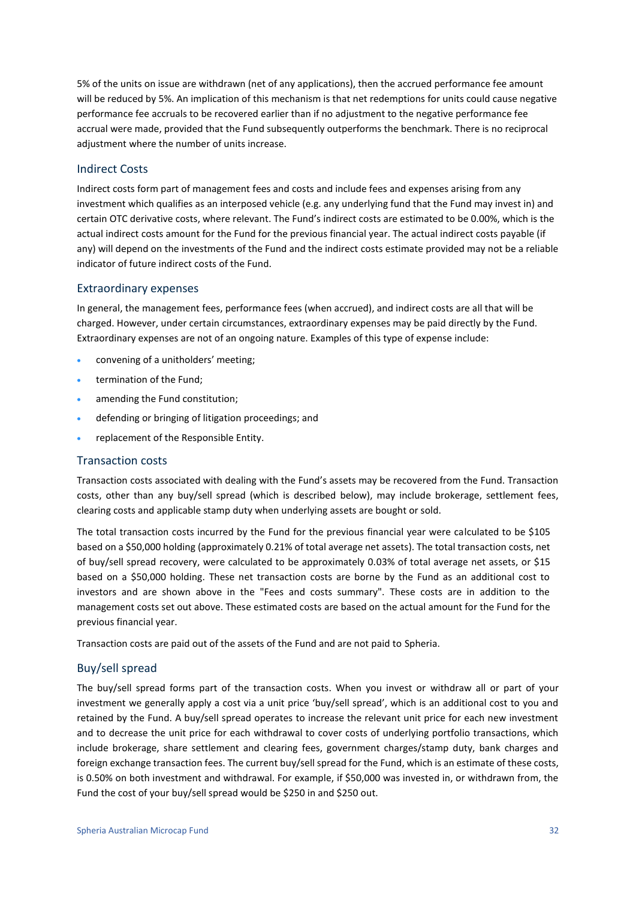5% of the units on issue are withdrawn (net of any applications), then the accrued performance fee amount will be reduced by 5%. An implication of this mechanism is that net redemptions for units could cause negative performance fee accruals to be recovered earlier than if no adjustment to the negative performance fee accrual were made, provided that the Fund subsequently outperforms the benchmark. There is no reciprocal adjustment where the number of units increase.

## Indirect Costs

Indirect costs form part of management fees and costs and include fees and expenses arising from any investment which qualifies as an interposed vehicle (e.g. any underlying fund that the Fund may invest in) and certain OTC derivative costs, where relevant. The Fund's indirect costs are estimated to be 0.00%, which is the actual indirect costs amount for the Fund for the previous financial year. The actual indirect costs payable (if any) will depend on the investments of the Fund and the indirect costs estimate provided may not be a reliable indicator of future indirect costs of the Fund.

## Extraordinary expenses

In general, the management fees, performance fees (when accrued), and indirect costs are all that will be charged. However, under certain circumstances, extraordinary expenses may be paid directly by the Fund. Extraordinary expenses are not of an ongoing nature. Examples of this type of expense include:

- convening of a unitholders' meeting;
- termination of the Fund;
- amending the Fund constitution;
- defending or bringing of litigation proceedings; and
- replacement of the Responsible Entity.

## Transaction costs

Transaction costs associated with dealing with the Fund's assets may be recovered from the Fund. Transaction costs, other than any buy/sell spread (which is described below), may include brokerage, settlement fees, clearing costs and applicable stamp duty when underlying assets are bought or sold.

The total transaction costs incurred by the Fund for the previous financial year were calculated to be $105 based on a $50,000 holding (approximately 0.21% of total average net assets). The total transaction costs, net of buy/sell spread recovery, were calculated to be approximately 0.03% of total average net assets, or $15 based on a $50,000 holding. These net transaction costs are borne by the Fund as an additional cost to investors and are shown above in the "Fees and costs summary". These costs are in addition to the management costs set out above. These estimated costs are based on the actual amount for the Fund for the previous financial year.

Transaction costs are paid out of the assets of the Fund and are not paid to Spheria.

## Buy/sell spread

The buy/sell spread forms part of the transaction costs. When you invest or withdraw all or part of your investment we generally apply a cost via a unit price 'buy/sell spread', which is an additional cost to you and retained by the Fund. A buy/sell spread operates to increase the relevant unit price for each new investment and to decrease the unit price for each withdrawal to cover costs of underlying portfolio transactions, which include brokerage, share settlement and clearing fees, government charges/stamp duty, bank charges and foreign exchange transaction fees. The current buy/sell spread for the Fund, which is an estimate of these costs, is 0.50% on both investment and withdrawal. For example, if $50,000 was invested in, or withdrawn from, the Fund the cost of your buy/sell spread would be $250 in and $250 out.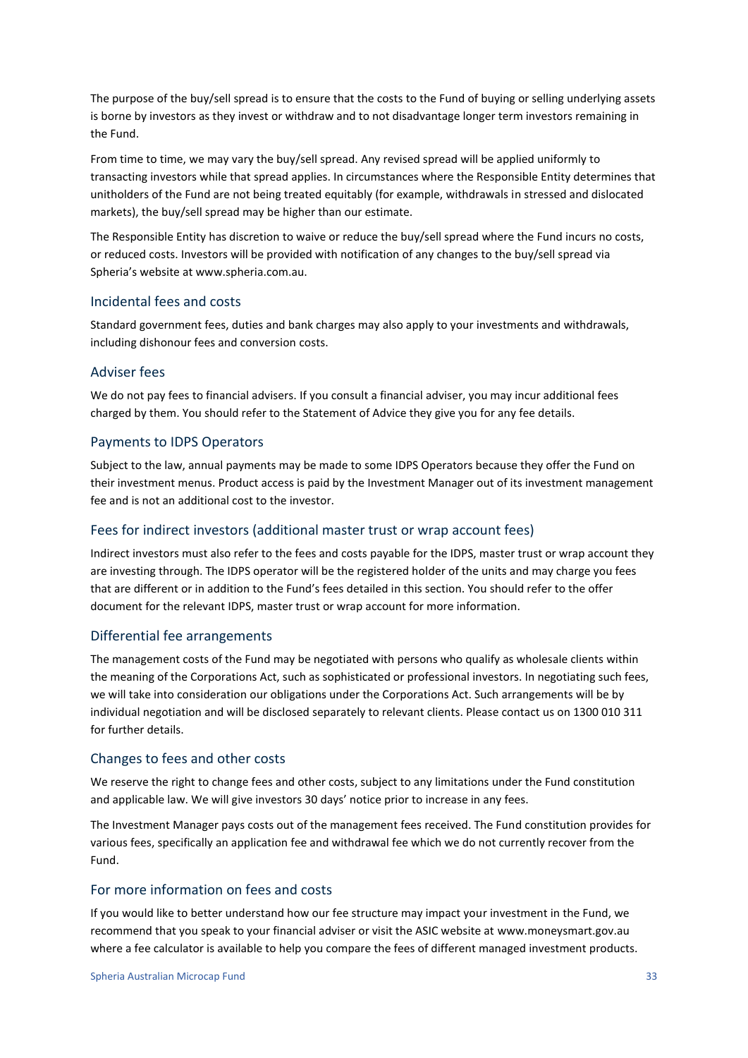The purpose of the buy/sell spread is to ensure that the costs to the Fund of buying or selling underlying assets is borne by investors as they invest or withdraw and to not disadvantage longer term investors remaining in the Fund.

From time to time, we may vary the buy/sell spread. Any revised spread will be applied uniformly to transacting investors while that spread applies. In circumstances where the Responsible Entity determines that unitholders of the Fund are not being treated equitably (for example, withdrawals in stressed and dislocated markets), the buy/sell spread may be higher than our estimate.

The Responsible Entity has discretion to waive or reduce the buy/sell spread where the Fund incurs no costs, or reduced costs. Investors will be provided with notification of any changes to the buy/sell spread via Spheria's website at www.spheria.com.au.

## Incidental fees and costs

Standard government fees, duties and bank charges may also apply to your investments and withdrawals, including dishonour fees and conversion costs.

## Adviser fees

We do not pay fees to financial advisers. If you consult a financial adviser, you may incur additional fees charged by them. You should refer to the Statement of Advice they give you for any fee details.

## Payments to IDPS Operators

Subject to the law, annual payments may be made to some IDPS Operators because they offer the Fund on their investment menus. Product access is paid by the Investment Manager out of its investment management fee and is not an additional cost to the investor.

## Fees for indirect investors (additional master trust or wrap account fees)

Indirect investors must also refer to the fees and costs payable for the IDPS, master trust or wrap account they are investing through. The IDPS operator will be the registered holder of the units and may charge you fees that are different or in addition to the Fund's fees detailed in this section. You should refer to the offer document for the relevant IDPS, master trust or wrap account for more information.

## Differential fee arrangements

The management costs of the Fund may be negotiated with persons who qualify as wholesale clients within the meaning of the Corporations Act, such as sophisticated or professional investors. In negotiating such fees, we will take into consideration our obligations under the Corporations Act. Such arrangements will be by individual negotiation and will be disclosed separately to relevant clients. Please contact us on 1300 010 311 for further details.

## Changes to fees and other costs

We reserve the right to change fees and other costs, subject to any limitations under the Fund constitution and applicable law. We will give investors 30 days' notice prior to increase in any fees.

The Investment Manager pays costs out of the management fees received. The Fund constitution provides for various fees, specifically an application fee and withdrawal fee which we do not currently recover from the Fund.

## For more information on fees and costs

If you would like to better understand how our fee structure may impact your investment in the Fund, we recommend that you speak to your financial adviser or visit the ASIC website at www.moneysmart.gov.au where a fee calculator is available to help you compare the fees of different managed investment products.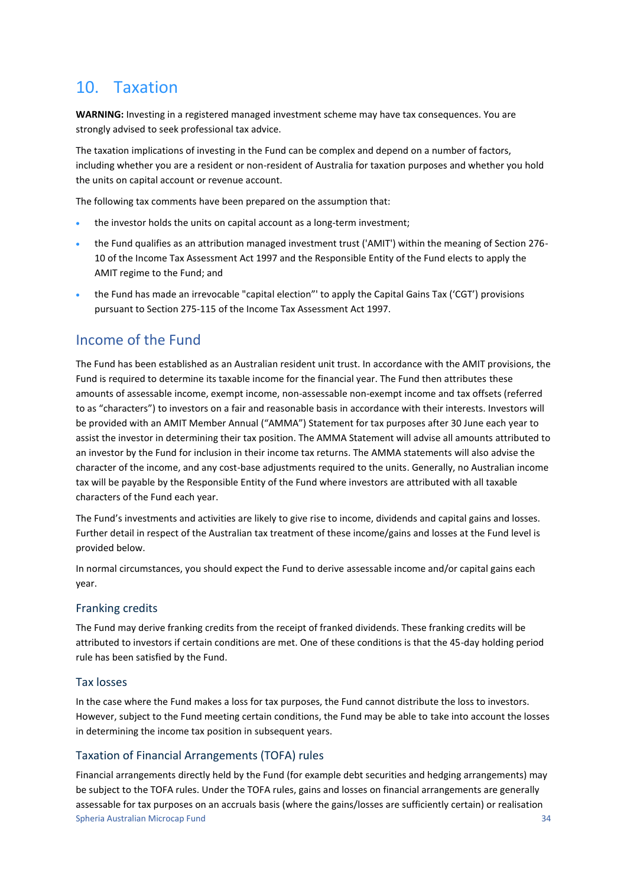# 10. Taxation

**WARNING:** Investing in a registered managed investment scheme may have tax consequences. You are strongly advised to seek professional tax advice.

The taxation implications of investing in the Fund can be complex and depend on a number of factors, including whether you are a resident or non-resident of Australia for taxation purposes and whether you hold the units on capital account or revenue account.

The following tax comments have been prepared on the assumption that:

- the investor holds the units on capital account as a long-term investment;
- the Fund qualifies as an attribution managed investment trust ('AMIT') within the meaning of Section 276-10 of the Income Tax Assessment Act 1997 and the Responsible Entity of the Fund elects to apply the AMIT regime to the Fund; and
- the Fund has made an irrevocable "capital election"' to apply the Capital Gains Tax ('CGT') provisions pursuant to Section 275-115 of the Income Tax Assessment Act 1997.

## Income of the Fund

The Fund has been established as an Australian resident unit trust. In accordance with the AMIT provisions, the Fund is required to determine its taxable income for the financial year. The Fund then attributes these amounts of assessable income, exempt income, non-assessable non-exempt income and tax offsets (referred to as "characters") to investors on a fair and reasonable basis in accordance with their interests. Investors will be provided with an AMIT Member Annual ("AMMA") Statement for tax purposes after 30 June each year to assist the investor in determining their tax position. The AMMA Statement will advise all amounts attributed to an investor by the Fund for inclusion in their income tax returns. The AMMA statements will also advise the character of the income, and any cost-base adjustments required to the units. Generally, no Australian income tax will be payable by the Responsible Entity of the Fund where investors are attributed with all taxable characters of the Fund each year.

The Fund's investments and activities are likely to give rise to income, dividends and capital gains and losses. Further detail in respect of the Australian tax treatment of these income/gains and losses at the Fund level is provided below.

In normal circumstances, you should expect the Fund to derive assessable income and/or capital gains each year.

### Franking credits

The Fund may derive franking credits from the receipt of franked dividends. These franking credits will be attributed to investors if certain conditions are met. One of these conditions is that the 45-day holding period rule has been satisfied by the Fund.

### Tax losses

In the case where the Fund makes a loss for tax purposes, the Fund cannot distribute the loss to investors. However, subject to the Fund meeting certain conditions, the Fund may be able to take into account the losses in determining the income tax position in subsequent years.

### Taxation of Financial Arrangements (TOFA) rules

Financial arrangements directly held by the Fund (for example debt securities and hedging arrangements) may be subject to the TOFA rules. Under the TOFA rules, gains and losses on financial arrangements are generally assessable for tax purposes on an accruals basis (where the gains/losses are sufficiently certain) or realisation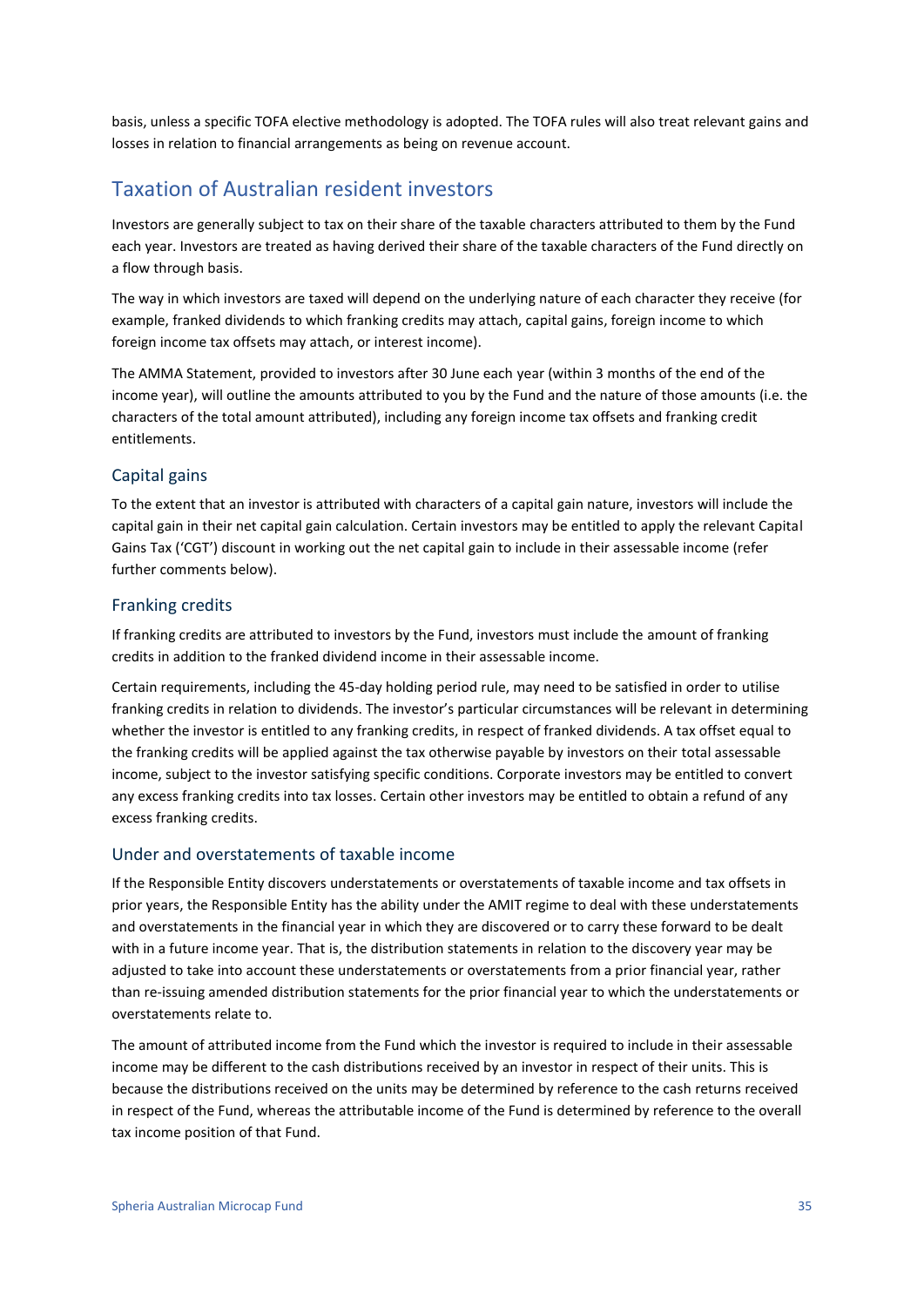basis, unless a specific TOFA elective methodology is adopted. The TOFA rules will also treat relevant gains and losses in relation to financial arrangements as being on revenue account.

## Taxation of Australian resident investors

Investors are generally subject to tax on their share of the taxable characters attributed to them by the Fund each year. Investors are treated as having derived their share of the taxable characters of the Fund directly on a flow through basis.

The way in which investors are taxed will depend on the underlying nature of each character they receive (for example, franked dividends to which franking credits may attach, capital gains, foreign income to which foreign income tax offsets may attach, or interest income).

The AMMA Statement, provided to investors after 30 June each year (within 3 months of the end of the income year), will outline the amounts attributed to you by the Fund and the nature of those amounts (i.e. the characters of the total amount attributed), including any foreign income tax offsets and franking credit entitlements.

### Capital gains

To the extent that an investor is attributed with characters of a capital gain nature, investors will include the capital gain in their net capital gain calculation. Certain investors may be entitled to apply the relevant Capital Gains Tax ('CGT') discount in working out the net capital gain to include in their assessable income (refer further comments below).

### Franking credits

If franking credits are attributed to investors by the Fund, investors must include the amount of franking credits in addition to the franked dividend income in their assessable income.

Certain requirements, including the 45-day holding period rule, may need to be satisfied in order to utilise franking credits in relation to dividends. The investor's particular circumstances will be relevant in determining whether the investor is entitled to any franking credits, in respect of franked dividends. A tax offset equal to the franking credits will be applied against the tax otherwise payable by investors on their total assessable income, subject to the investor satisfying specific conditions. Corporate investors may be entitled to convert any excess franking credits into tax losses. Certain other investors may be entitled to obtain a refund of any excess franking credits.

### Under and overstatements of taxable income

If the Responsible Entity discovers understatements or overstatements of taxable income and tax offsets in prior years, the Responsible Entity has the ability under the AMIT regime to deal with these understatements and overstatements in the financial year in which they are discovered or to carry these forward to be dealt with in a future income year. That is, the distribution statements in relation to the discovery year may be adjusted to take into account these understatements or overstatements from a prior financial year, rather than re-issuing amended distribution statements for the prior financial year to which the understatements or overstatements relate to.

The amount of attributed income from the Fund which the investor is required to include in their assessable income may be different to the cash distributions received by an investor in respect of their units. This is because the distributions received on the units may be determined by reference to the cash returns received in respect of the Fund, whereas the attributable income of the Fund is determined by reference to the overall tax income position of that Fund.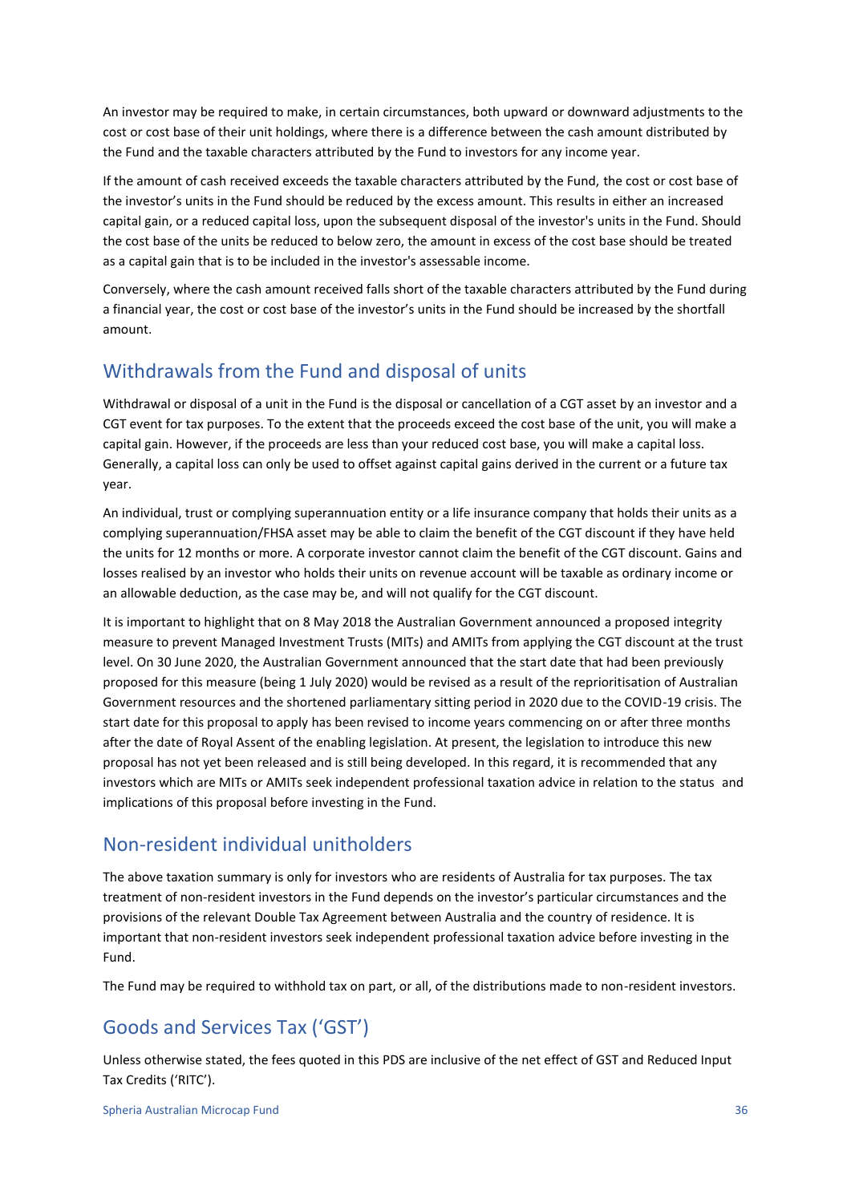An investor may be required to make, in certain circumstances, both upward or downward adjustments to the cost or cost base of their unit holdings, where there is a difference between the cash amount distributed by the Fund and the taxable characters attributed by the Fund to investors for any income year.

If the amount of cash received exceeds the taxable characters attributed by the Fund, the cost or cost base of the investor's units in the Fund should be reduced by the excess amount. This results in either an increased capital gain, or a reduced capital loss, upon the subsequent disposal of the investor's units in the Fund. Should the cost base of the units be reduced to below zero, the amount in excess of the cost base should be treated as a capital gain that is to be included in the investor's assessable income.

Conversely, where the cash amount received falls short of the taxable characters attributed by the Fund during a financial year, the cost or cost base of the investor's units in the Fund should be increased by the shortfall amount.

## Withdrawals from the Fund and disposal of units

Withdrawal or disposal of a unit in the Fund is the disposal or cancellation of a CGT asset by an investor and a CGT event for tax purposes. To the extent that the proceeds exceed the cost base of the unit, you will make a capital gain. However, if the proceeds are less than your reduced cost base, you will make a capital loss. Generally, a capital loss can only be used to offset against capital gains derived in the current or a future tax year.

An individual, trust or complying superannuation entity or a life insurance company that holds their units as a complying superannuation/FHSA asset may be able to claim the benefit of the CGT discount if they have held the units for 12 months or more. A corporate investor cannot claim the benefit of the CGT discount. Gains and losses realised by an investor who holds their units on revenue account will be taxable as ordinary income or an allowable deduction, as the case may be, and will not qualify for the CGT discount.

It is important to highlight that on 8 May 2018 the Australian Government announced a proposed integrity measure to prevent Managed Investment Trusts (MITs) and AMITs from applying the CGT discount at the trust level. On 30 June 2020, the Australian Government announced that the start date that had been previously proposed for this measure (being 1 July 2020) would be revised as a result of the reprioritisation of Australian Government resources and the shortened parliamentary sitting period in 2020 due to the COVID-19 crisis. The start date for this proposal to apply has been revised to income years commencing on or after three months after the date of Royal Assent of the enabling legislation. At present, the legislation to introduce this new proposal has not yet been released and is still being developed. In this regard, it is recommended that any investors which are MITs or AMITs seek independent professional taxation advice in relation to the status and implications of this proposal before investing in the Fund.

## Non-resident individual unitholders

The above taxation summary is only for investors who are residents of Australia for tax purposes. The tax treatment of non-resident investors in the Fund depends on the investor's particular circumstances and the provisions of the relevant Double Tax Agreement between Australia and the country of residence. It is important that non-resident investors seek independent professional taxation advice before investing in the Fund.

The Fund may be required to withhold tax on part, or all, of the distributions made to non-resident investors.

## Goods and Services Tax ('GST')

Unless otherwise stated, the fees quoted in this PDS are inclusive of the net effect of GST and Reduced Input Tax Credits ('RITC').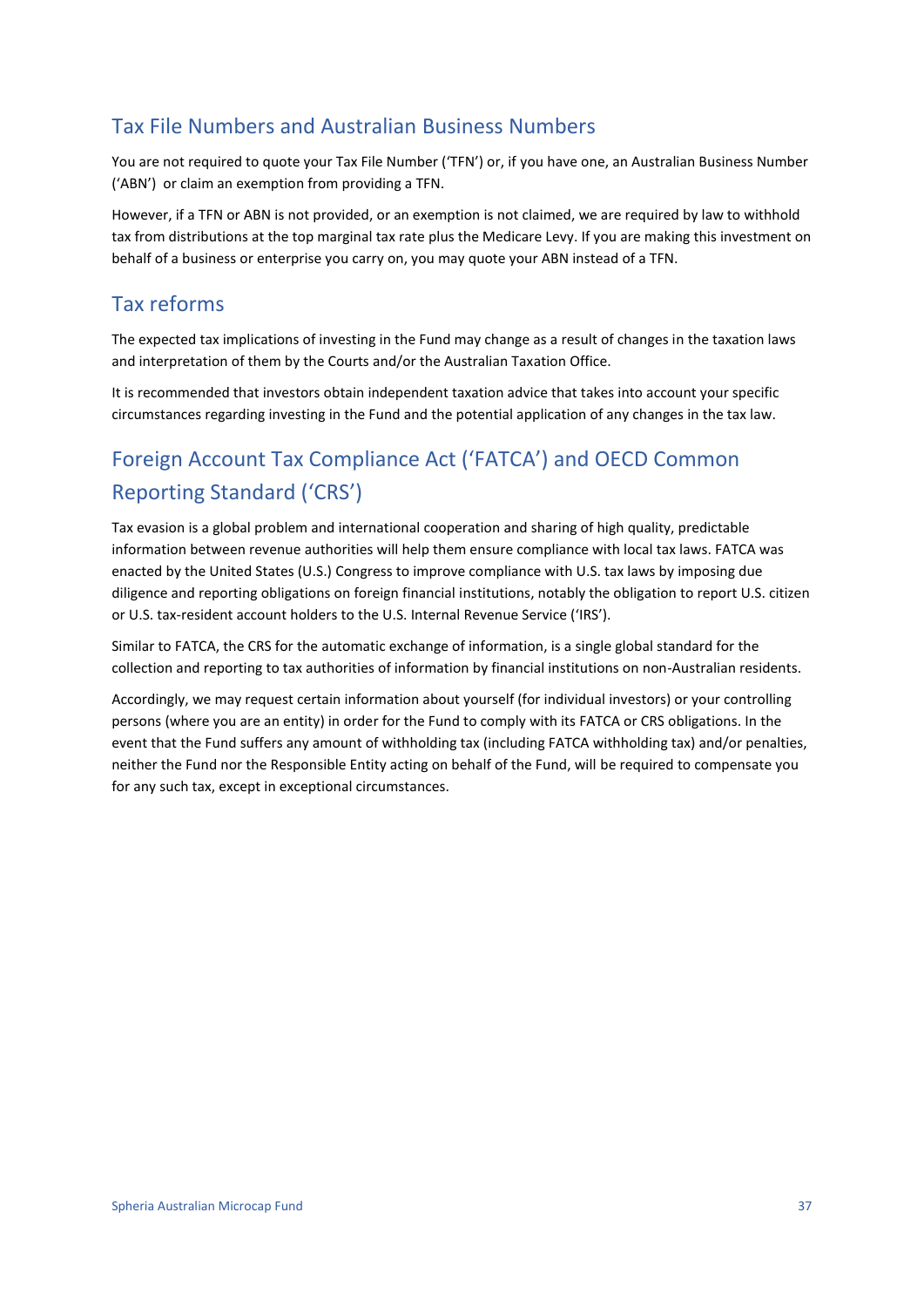## Tax File Numbers and Australian Business Numbers

You are not required to quote your Tax File Number ('TFN') or, if you have one, an Australian Business Number ('ABN') or claim an exemption from providing a TFN.

However, if a TFN or ABN is not provided, or an exemption is not claimed, we are required by law to withhold tax from distributions at the top marginal tax rate plus the Medicare Levy. If you are making this investment on behalf of a business or enterprise you carry on, you may quote your ABN instead of a TFN.

## Tax reforms

The expected tax implications of investing in the Fund may change as a result of changes in the taxation laws and interpretation of them by the Courts and/or the Australian Taxation Office.

It is recommended that investors obtain independent taxation advice that takes into account your specific circumstances regarding investing in the Fund and the potential application of any changes in the tax law.

## Foreign Account Tax Compliance Act ('FATCA') and OECD Common Reporting Standard ('CRS')

Tax evasion is a global problem and international cooperation and sharing of high quality, predictable information between revenue authorities will help them ensure compliance with local tax laws. FATCA was enacted by the United States (U.S.) Congress to improve compliance with U.S. tax laws by imposing due diligence and reporting obligations on foreign financial institutions, notably the obligation to report U.S. citizen or U.S. tax-resident account holders to the U.S. Internal Revenue Service ('IRS').

Similar to FATCA, the CRS for the automatic exchange of information, is a single global standard for the collection and reporting to tax authorities of information by financial institutions on non-Australian residents.

Accordingly, we may request certain information about yourself (for individual investors) or your controlling persons (where you are an entity) in order for the Fund to comply with its FATCA or CRS obligations. In the event that the Fund suffers any amount of withholding tax (including FATCA withholding tax) and/or penalties, neither the Fund nor the Responsible Entity acting on behalf of the Fund, will be required to compensate you for any such tax, except in exceptional circumstances.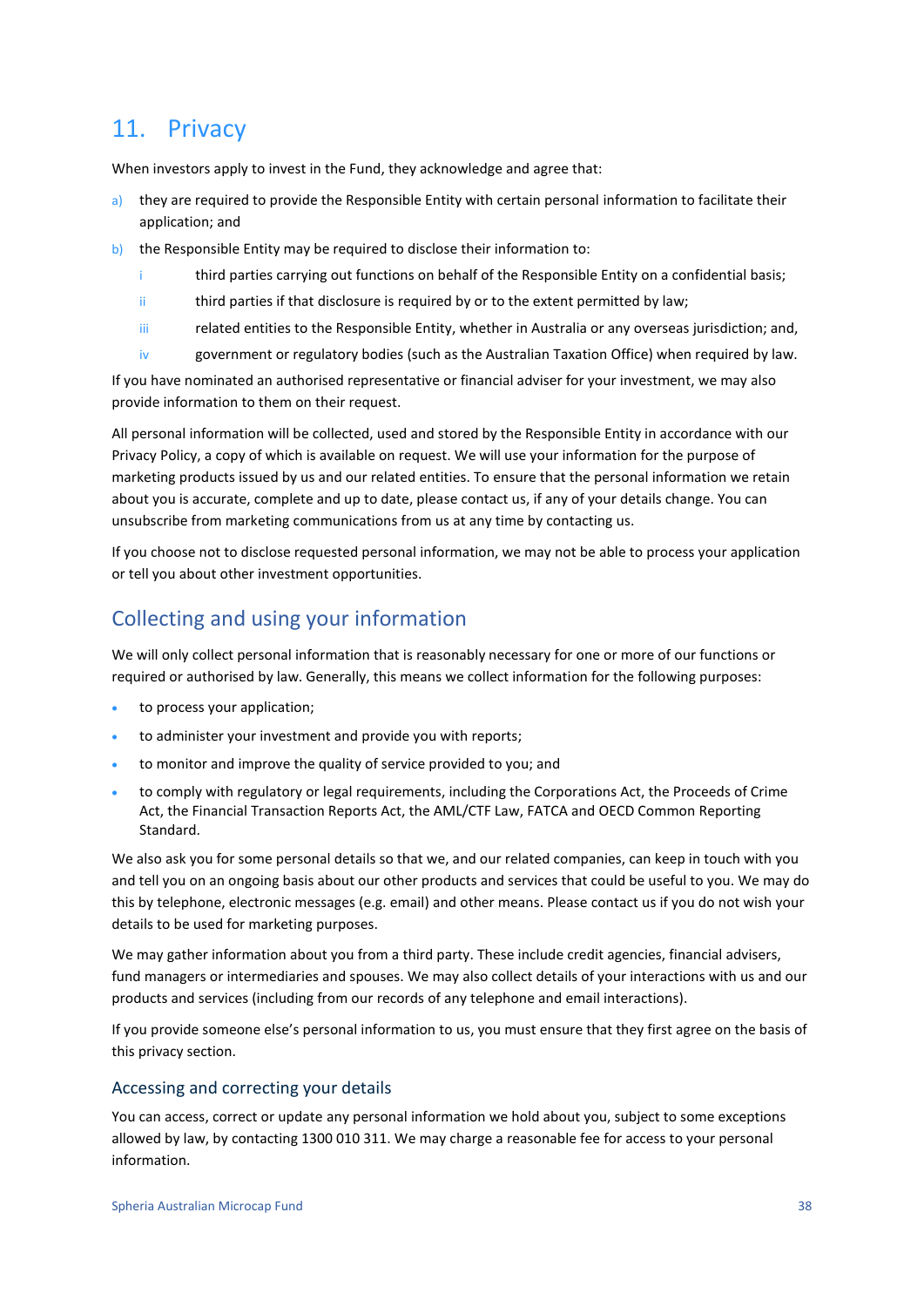# 11. Privacy

When investors apply to invest in the Fund, they acknowledge and agree that:

a) they are required to provide the Responsible Entity with certain personal information to facilitate their application; and

b) the Responsible Entity may be required to disclose their information to:

   i third parties carrying out functions on behalf of the Responsible Entity on a confidential basis;

   ii third parties if that disclosure is required by or to the extent permitted by law;

   iii related entities to the Responsible Entity, whether in Australia or any overseas jurisdiction; and,

   iv government or regulatory bodies (such as the Australian Taxation Office) when required by law.

If you have nominated an authorised representative or financial adviser for your investment, we may also provide information to them on their request.

All personal information will be collected, used and stored by the Responsible Entity in accordance with our Privacy Policy, a copy of which is available on request. We will use your information for the purpose of marketing products issued by us and our related entities. To ensure that the personal information we retain about you is accurate, complete and up to date, please contact us, if any of your details change. You can unsubscribe from marketing communications from us at any time by contacting us.

If you choose not to disclose requested personal information, we may not be able to process your application or tell you about other investment opportunities.

## Collecting and using your information

We will only collect personal information that is reasonably necessary for one or more of our functions or required or authorised by law. Generally, this means we collect information for the following purposes:

- to process your application;
- to administer your investment and provide you with reports;
- to monitor and improve the quality of service provided to you; and
- to comply with regulatory or legal requirements, including the Corporations Act, the Proceeds of Crime Act, the Financial Transaction Reports Act, the AML/CTF Law, FATCA and OECD Common Reporting Standard.

We also ask you for some personal details so that we, and our related companies, can keep in touch with you and tell you on an ongoing basis about our other products and services that could be useful to you. We may do this by telephone, electronic messages (e.g. email) and other means. Please contact us if you do not wish your details to be used for marketing purposes.

We may gather information about you from a third party. These include credit agencies, financial advisers, fund managers or intermediaries and spouses. We may also collect details of your interactions with us and our products and services (including from our records of any telephone and email interactions).

If you provide someone else's personal information to us, you must ensure that they first agree on the basis of this privacy section.

### Accessing and correcting your details

You can access, correct or update any personal information we hold about you, subject to some exceptions allowed by law, by contacting 1300 010 311. We may charge a reasonable fee for access to your personal information.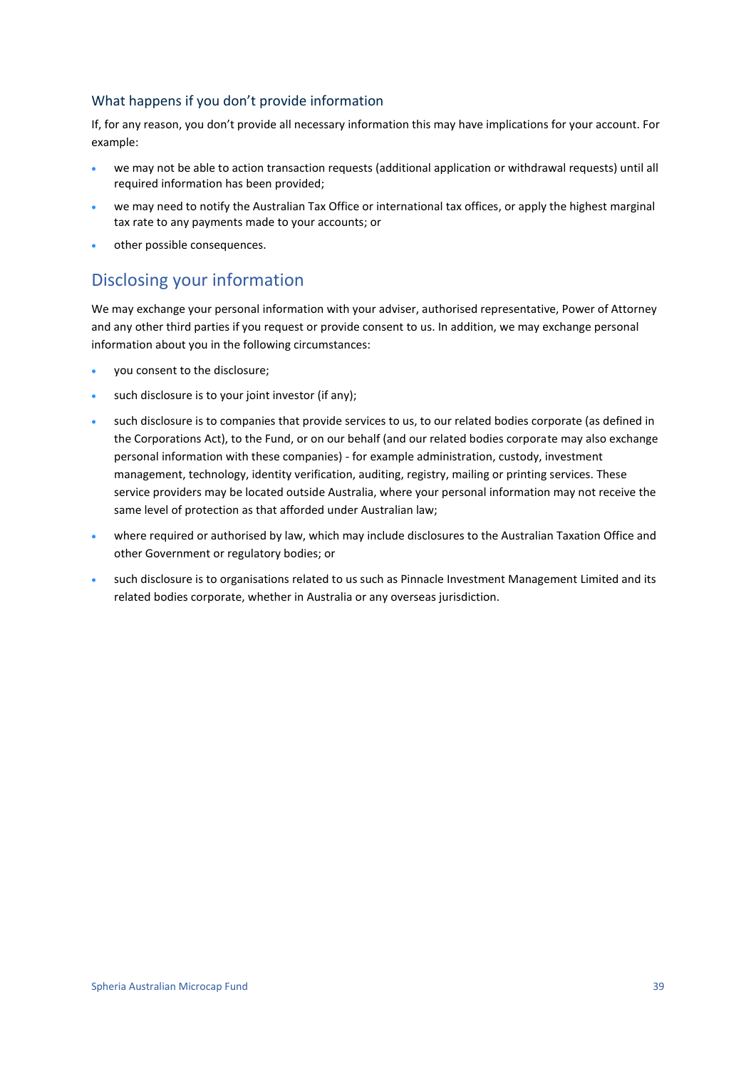### What happens if you don’t provide information

If, for any reason, you don’t provide all necessary information this may have implications for your account. For example:

- we may not be able to action transaction requests (additional application or withdrawal requests) until all required information has been provided;
- we may need to notify the Australian Tax Office or international tax offices, or apply the highest marginal tax rate to any payments made to your accounts; or
- other possible consequences.

## Disclosing your information

We may exchange your personal information with your adviser, authorised representative, Power of Attorney and any other third parties if you request or provide consent to us. In addition, we may exchange personal information about you in the following circumstances:

- you consent to the disclosure;
- such disclosure is to your joint investor (if any);
- such disclosure is to companies that provide services to us, to our related bodies corporate (as defined in the Corporations Act), to the Fund, or on our behalf (and our related bodies corporate may also exchange personal information with these companies) - for example administration, custody, investment management, technology, identity verification, auditing, registry, mailing or printing services. These service providers may be located outside Australia, where your personal information may not receive the same level of protection as that afforded under Australian law;
- where required or authorised by law, which may include disclosures to the Australian Taxation Office and other Government or regulatory bodies; or
- such disclosure is to organisations related to us such as Pinnacle Investment Management Limited and its related bodies corporate, whether in Australia or any overseas jurisdiction.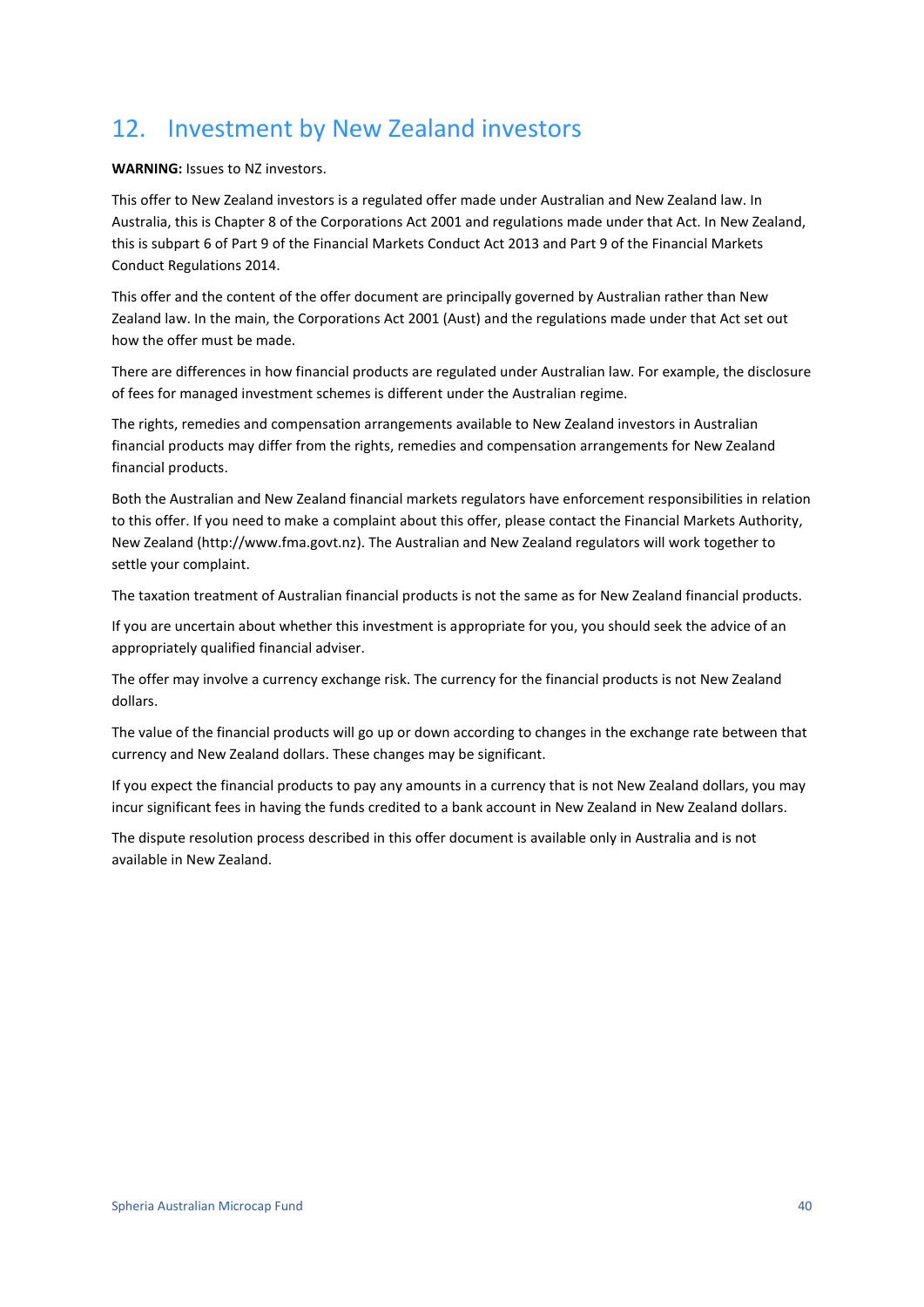# 12. Investment by New Zealand investors

**WARNING:** Issues to NZ investors.

This offer to New Zealand investors is a regulated offer made under Australian and New Zealand law. In Australia, this is Chapter 8 of the Corporations Act 2001 and regulations made under that Act. In New Zealand, this is subpart 6 of Part 9 of the Financial Markets Conduct Act 2013 and Part 9 of the Financial Markets Conduct Regulations 2014.

This offer and the content of the offer document are principally governed by Australian rather than New Zealand law. In the main, the Corporations Act 2001 (Aust) and the regulations made under that Act set out how the offer must be made.

There are differences in how financial products are regulated under Australian law. For example, the disclosure of fees for managed investment schemes is different under the Australian regime.

The rights, remedies and compensation arrangements available to New Zealand investors in Australian financial products may differ from the rights, remedies and compensation arrangements for New Zealand financial products.

Both the Australian and New Zealand financial markets regulators have enforcement responsibilities in relation to this offer. If you need to make a complaint about this offer, please contact the Financial Markets Authority, New Zealand (http://www.fma.govt.nz). The Australian and New Zealand regulators will work together to settle your complaint.

The taxation treatment of Australian financial products is not the same as for New Zealand financial products.

If you are uncertain about whether this investment is appropriate for you, you should seek the advice of an appropriately qualified financial adviser.

The offer may involve a currency exchange risk. The currency for the financial products is not New Zealand dollars.

The value of the financial products will go up or down according to changes in the exchange rate between that currency and New Zealand dollars. These changes may be significant.

If you expect the financial products to pay any amounts in a currency that is not New Zealand dollars, you may incur significant fees in having the funds credited to a bank account in New Zealand in New Zealand dollars.

The dispute resolution process described in this offer document is available only in Australia and is not available in New Zealand.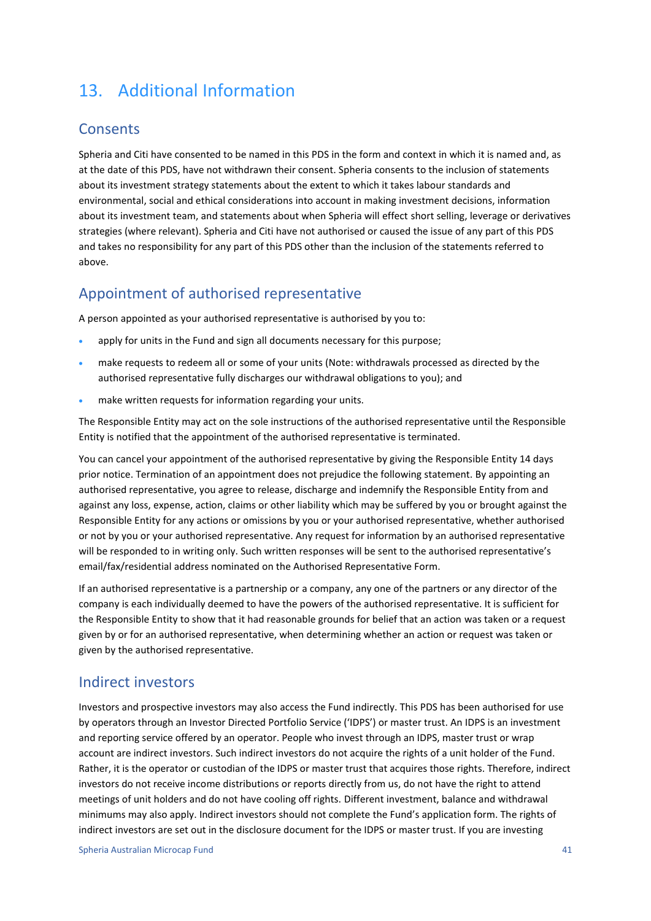# 13. Additional Information

## Consents

Spheria and Citi have consented to be named in this PDS in the form and context in which it is named and, as at the date of this PDS, have not withdrawn their consent. Spheria consents to the inclusion of statements about its investment strategy statements about the extent to which it takes labour standards and environmental, social and ethical considerations into account in making investment decisions, information about its investment team, and statements about when Spheria will effect short selling, leverage or derivatives strategies (where relevant). Spheria and Citi have not authorised or caused the issue of any part of this PDS and takes no responsibility for any part of this PDS other than the inclusion of the statements referred to above.

## Appointment of authorised representative

A person appointed as your authorised representative is authorised by you to:

- apply for units in the Fund and sign all documents necessary for this purpose;
- make requests to redeem all or some of your units (Note: withdrawals processed as directed by the authorised representative fully discharges our withdrawal obligations to you); and
- make written requests for information regarding your units.

The Responsible Entity may act on the sole instructions of the authorised representative until the Responsible Entity is notified that the appointment of the authorised representative is terminated.

You can cancel your appointment of the authorised representative by giving the Responsible Entity 14 days prior notice. Termination of an appointment does not prejudice the following statement. By appointing an authorised representative, you agree to release, discharge and indemnify the Responsible Entity from and against any loss, expense, action, claims or other liability which may be suffered by you or brought against the Responsible Entity for any actions or omissions by you or your authorised representative, whether authorised or not by you or your authorised representative. Any request for information by an authorised representative will be responded to in writing only. Such written responses will be sent to the authorised representative's email/fax/residential address nominated on the Authorised Representative Form.

If an authorised representative is a partnership or a company, any one of the partners or any director of the company is each individually deemed to have the powers of the authorised representative. It is sufficient for the Responsible Entity to show that it had reasonable grounds for belief that an action was taken or a request given by or for an authorised representative, when determining whether an action or request was taken or given by the authorised representative.

## Indirect investors

Investors and prospective investors may also access the Fund indirectly. This PDS has been authorised for use by operators through an Investor Directed Portfolio Service ('IDPS') or master trust. An IDPS is an investment and reporting service offered by an operator. People who invest through an IDPS, master trust or wrap account are indirect investors. Such indirect investors do not acquire the rights of a unit holder of the Fund. Rather, it is the operator or custodian of the IDPS or master trust that acquires those rights. Therefore, indirect investors do not receive income distributions or reports directly from us, do not have the right to attend meetings of unit holders and do not have cooling off rights. Different investment, balance and withdrawal minimums may also apply. Indirect investors should not complete the Fund's application form. The rights of indirect investors are set out in the disclosure document for the IDPS or master trust. If you are investing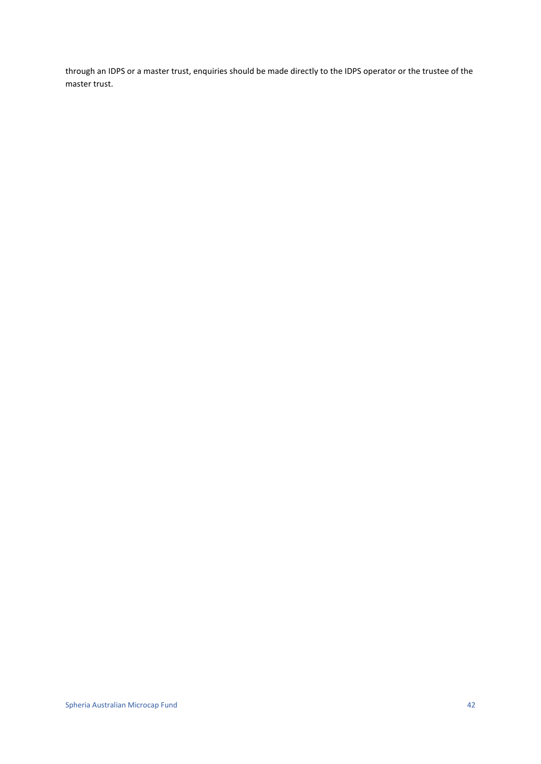through an IDPS or a master trust, enquiries should be made directly to the IDPS operator or the trustee of the master trust.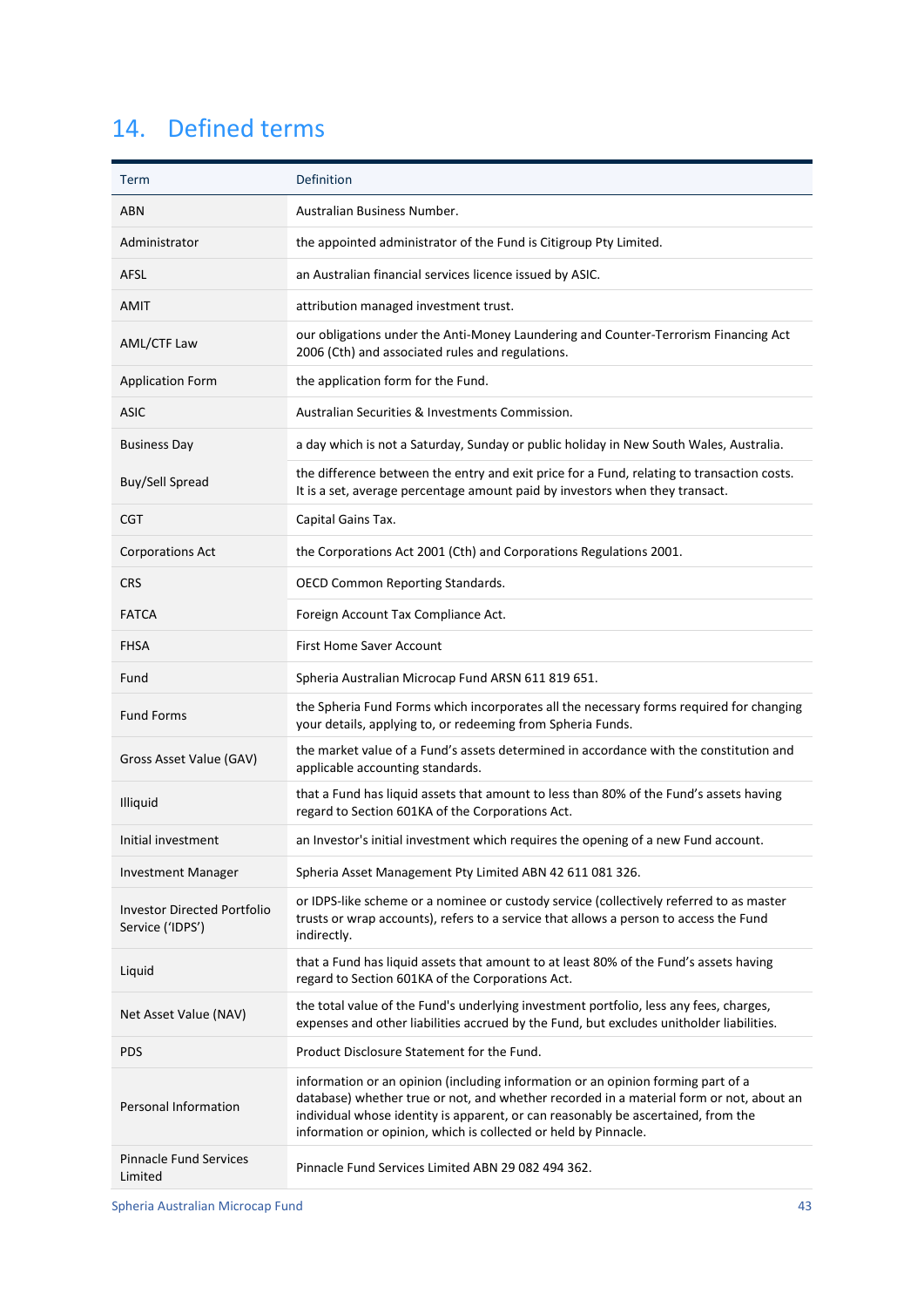# 14. Defined terms

| Term | Definition |
|---|---|
| ABN | Australian Business Number. |
| Administrator | the appointed administrator of the Fund is Citigroup Pty Limited. |
| AFSL | an Australian financial services licence issued by ASIC. |
| AMIT | attribution managed investment trust. |
| AML/CTF Law | our obligations under the Anti-Money Laundering and Counter-Terrorism Financing Act 2006 (Cth) and associated rules and regulations. |
| Application Form | the application form for the Fund. |
| ASIC | Australian Securities & Investments Commission. |
| Business Day | a day which is not a Saturday, Sunday or public holiday in New South Wales, Australia. |
| Buy/Sell Spread | the difference between the entry and exit price for a Fund, relating to transaction costs. It is a set, average percentage amount paid by investors when they transact. |
| CGT | Capital Gains Tax. |
| Corporations Act | the Corporations Act 2001 (Cth) and Corporations Regulations 2001. |
| CRS | OECD Common Reporting Standards. |
| FATCA | Foreign Account Tax Compliance Act. |
| FHSA | First Home Saver Account |
| Fund | Spheria Australian Microcap Fund ARSN 611 819 651. |
| Fund Forms | the Spheria Fund Forms which incorporates all the necessary forms required for changing your details, applying to, or redeeming from Spheria Funds. |
| Gross Asset Value (GAV) | the market value of a Fund's assets determined in accordance with the constitution and applicable accounting standards. |
| Illiquid | that a Fund has liquid assets that amount to less than 80% of the Fund's assets having regard to Section 601KA of the Corporations Act. |
| Initial investment | an Investor's initial investment which requires the opening of a new Fund account. |
| Investment Manager | Spheria Asset Management Pty Limited ABN 42 611 081 326. |
| Investor Directed Portfolio Service ('IDPS') | or IDPS-like scheme or a nominee or custody service (collectively referred to as master trusts or wrap accounts), refers to a service that allows a person to access the Fund indirectly. |
| Liquid | that a Fund has liquid assets that amount to at least 80% of the Fund's assets having regard to Section 601KA of the Corporations Act. |
| Net Asset Value (NAV) | the total value of the Fund's underlying investment portfolio, less any fees, charges, expenses and other liabilities accrued by the Fund, but excludes unitholder liabilities. |
| PDS | Product Disclosure Statement for the Fund. |
| Personal Information | information or an opinion (including information or an opinion forming part of a database) whether true or not, and whether recorded in a material form or not, about an individual whose identity is apparent, or can reasonably be ascertained, from the information or opinion, which is collected or held by Pinnacle. |
| Pinnacle Fund Services Limited | Pinnacle Fund Services Limited ABN 29 082 494 362. |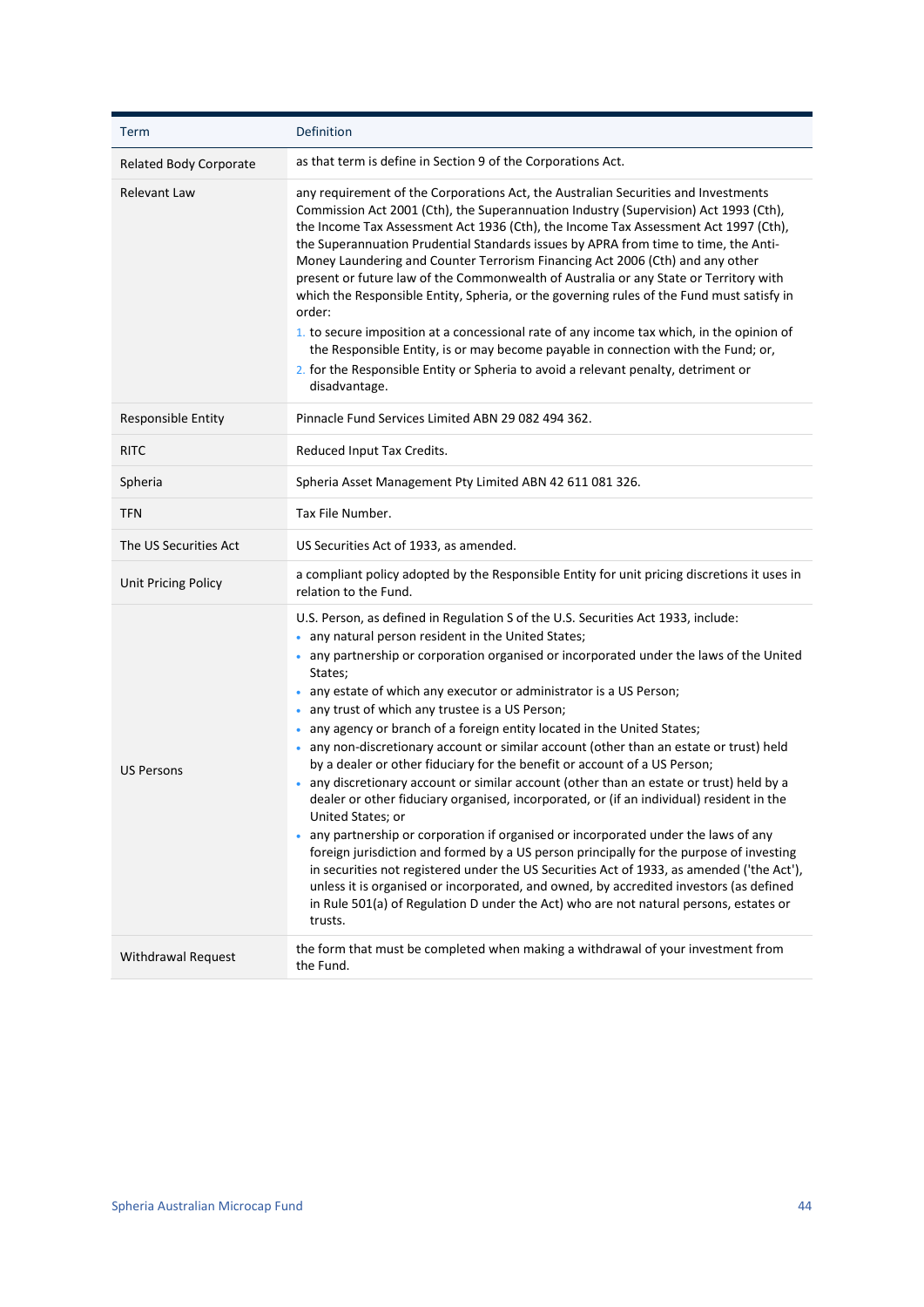| Term | Definition |
|---|---|
| Related Body Corporate | as that term is define in Section 9 of the Corporations Act. |
| Relevant Law | any requirement of the Corporations Act, the Australian Securities and Investments Commission Act 2001 (Cth), the Superannuation Industry (Supervision) Act 1993 (Cth), the Income Tax Assessment Act 1936 (Cth), the Income Tax Assessment Act 1997 (Cth), the Superannuation Prudential Standards issues by APRA from time to time, the Anti-Money Laundering and Counter Terrorism Financing Act 2006 (Cth) and any other present or future law of the Commonwealth of Australia or any State or Territory with which the Responsible Entity, Spheria, or the governing rules of the Fund must satisfy in order:<br>1. to secure imposition at a concessional rate of any income tax which, in the opinion of the Responsible Entity, is or may become payable in connection with the Fund; or,<br>2. for the Responsible Entity or Spheria to avoid a relevant penalty, detriment or disadvantage. |
| Responsible Entity | Pinnacle Fund Services Limited ABN 29 082 494 362. |
| RITC | Reduced Input Tax Credits. |
| Spheria | Spheria Asset Management Pty Limited ABN 42 611 081 326. |
| TFN | Tax File Number. |
| The US Securities Act | US Securities Act of 1933, as amended. |
| Unit Pricing Policy | a compliant policy adopted by the Responsible Entity for unit pricing discretions it uses in relation to the Fund. |
| US Persons | U.S. Person, as defined in Regulation S of the U.S. Securities Act 1933, include:<br>• any natural person resident in the United States;<br>• any partnership or corporation organised or incorporated under the laws of the United States;<br>• any estate of which any executor or administrator is a US Person;<br>• any trust of which any trustee is a US Person;<br>• any agency or branch of a foreign entity located in the United States;<br>• any non-discretionary account or similar account (other than an estate or trust) held by a dealer or other fiduciary for the benefit or account of a US Person;<br>• any discretionary account or similar account (other than an estate or trust) held by a dealer or other fiduciary organised, incorporated, or (if an individual) resident in the United States; or<br>• any partnership or corporation if organised or incorporated under the laws of any foreign jurisdiction and formed by a US person principally for the purpose of investing in securities not registered under the US Securities Act of 1933, as amended ('the Act'), unless it is organised or incorporated, and owned, by accredited investors (as defined in Rule 501(a) of Regulation D under the Act) who are not natural persons, estates or trusts. |
| Withdrawal Request | the form that must be completed when making a withdrawal of your investment from the Fund. |